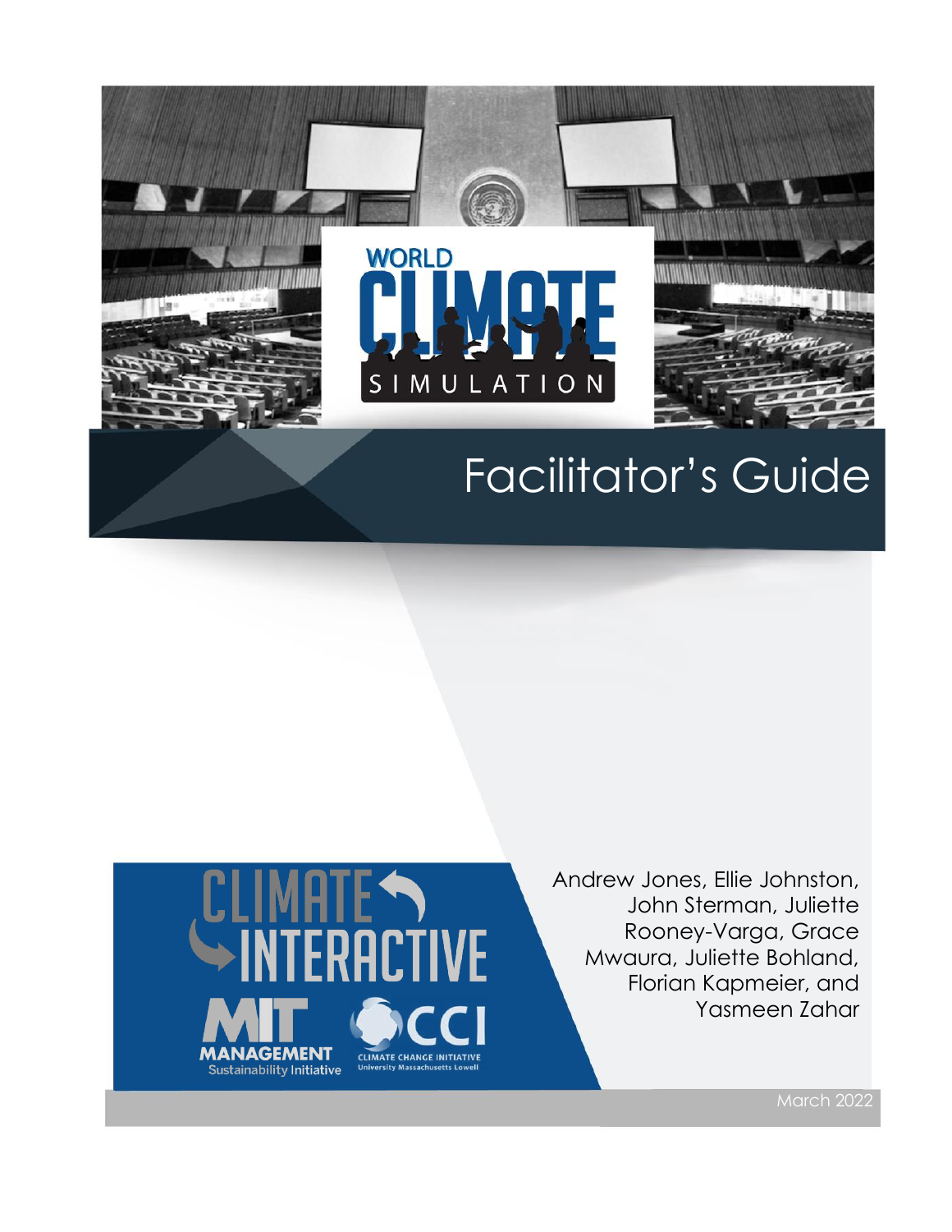# WORLD CLIMATE SIMULATION

## Facilitator's Guide

CLIMATE INTERACTIVE

MIT MANAGEMENT Sustainability Initiative

CCI CLIMATE CHANGE INITIATIVE University Massachusetts Lowell

Andrew Jones, Ellie Johnston, John Sterman, Juliette Rooney-Varga, Grace Mwaura, Juliette Bohland, Florian Kapmeier, and Yasmeen Zahar

March 2022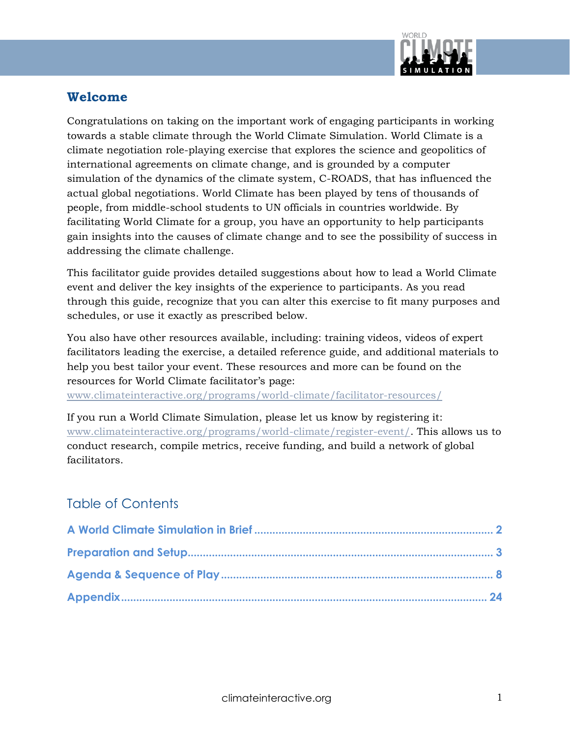## Welcome

Congratulations on taking on the important work of engaging participants in working towards a stable climate through the World Climate Simulation. World Climate is a climate negotiation role-playing exercise that explores the science and geopolitics of international agreements on climate change, and is grounded by a computer simulation of the dynamics of the climate system, C-ROADS, that has influenced the actual global negotiations. World Climate has been played by tens of thousands of people, from middle-school students to UN officials in countries worldwide. By facilitating World Climate for a group, you have an opportunity to help participants gain insights into the causes of climate change and to see the possibility of success in addressing the climate challenge.

This facilitator guide provides detailed suggestions about how to lead a World Climate event and deliver the key insights of the experience to participants. As you read through this guide, recognize that you can alter this exercise to fit many purposes and schedules, or use it exactly as prescribed below.

You also have other resources available, including: training videos, videos of expert facilitators leading the exercise, a detailed reference guide, and additional materials to help you best tailor your event. These resources and more can be found on the resources for World Climate facilitator's page: www.climateinteractive.org/programs/world-climate/facilitator-resources/

If you run a World Climate Simulation, please let us know by registering it: www.climateinteractive.org/programs/world-climate/register-event/. This allows us to conduct research, compile metrics, receive funding, and build a network of global facilitators.

## Table of Contents

- A World Climate Simulation in Brief ..... 2
- Preparation and Setup ..... 3
- Agenda & Sequence of Play ..... 8
- Appendix ..... 24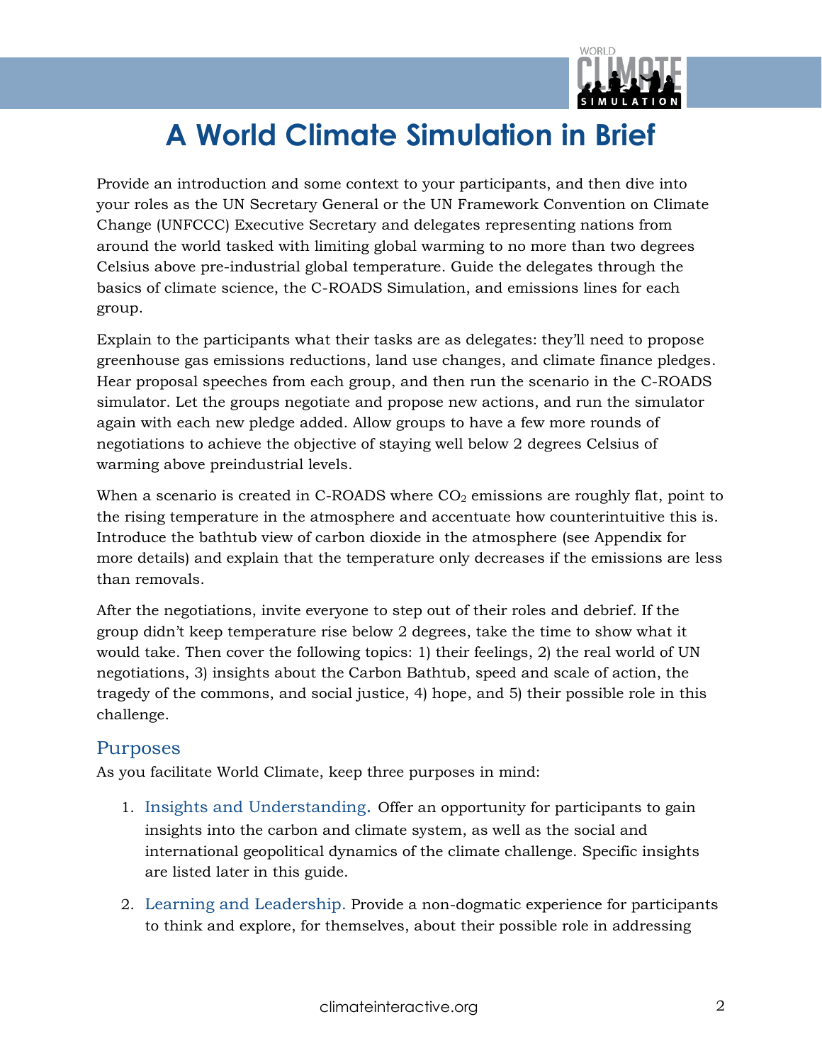# A World Climate Simulation in Brief

Provide an introduction and some context to your participants, and then dive into your roles as the UN Secretary General or the UN Framework Convention on Climate Change (UNFCCC) Executive Secretary and delegates representing nations from around the world tasked with limiting global warming to no more than two degrees Celsius above pre-industrial global temperature. Guide the delegates through the basics of climate science, the C-ROADS Simulation, and emissions lines for each group.

Explain to the participants what their tasks are as delegates: they'll need to propose greenhouse gas emissions reductions, land use changes, and climate finance pledges. Hear proposal speeches from each group, and then run the scenario in the C-ROADS simulator. Let the groups negotiate and propose new actions, and run the simulator again with each new pledge added. Allow groups to have a few more rounds of negotiations to achieve the objective of staying well below 2 degrees Celsius of warming above preindustrial levels.

When a scenario is created in C-ROADS where $CO_2$ emissions are roughly flat, point to the rising temperature in the atmosphere and accentuate how counterintuitive this is. Introduce the bathtub view of carbon dioxide in the atmosphere (see Appendix for more details) and explain that the temperature only decreases if the emissions are less than removals.

After the negotiations, invite everyone to step out of their roles and debrief. If the group didn't keep temperature rise below 2 degrees, take the time to show what it would take. Then cover the following topics: 1) their feelings, 2) the real world of UN negotiations, 3) insights about the Carbon Bathtub, speed and scale of action, the tragedy of the commons, and social justice, 4) hope, and 5) their possible role in this challenge.

## Purposes

As you facilitate World Climate, keep three purposes in mind:

1. Insights and Understanding. Offer an opportunity for participants to gain insights into the carbon and climate system, as well as the social and international geopolitical dynamics of the climate challenge. Specific insights are listed later in this guide.
2. Learning and Leadership. Provide a non-dogmatic experience for participants to think and explore, for themselves, about their possible role in addressing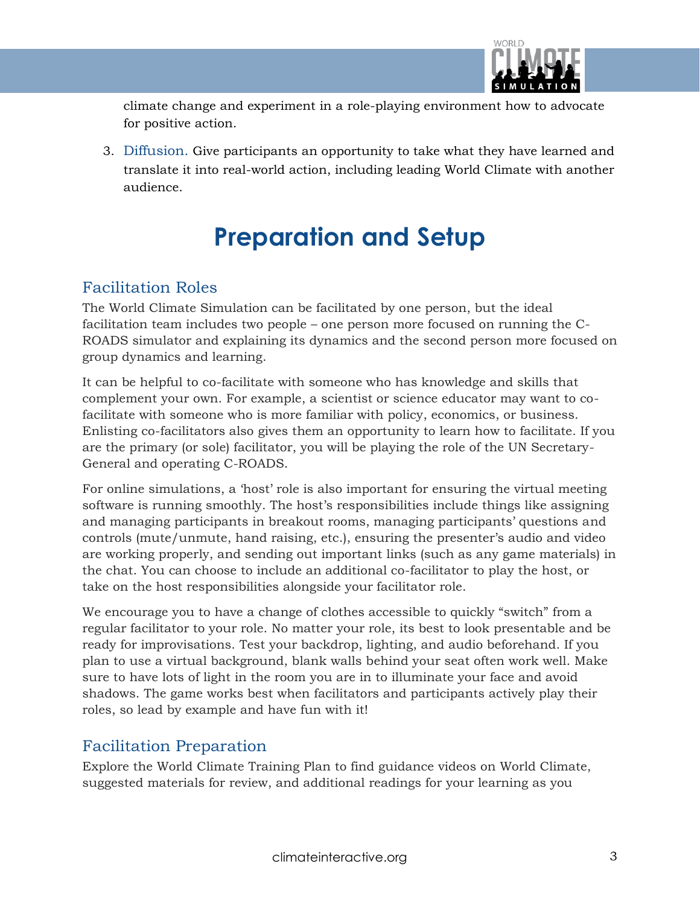climate change and experiment in a role-playing environment how to advocate for positive action.

3. Diffusion. Give participants an opportunity to take what they have learned and translate it into real-world action, including leading World Climate with another audience.

# Preparation and Setup

## Facilitation Roles

The World Climate Simulation can be facilitated by one person, but the ideal facilitation team includes two people – one person more focused on running the C-ROADS simulator and explaining its dynamics and the second person more focused on group dynamics and learning.

It can be helpful to co-facilitate with someone who has knowledge and skills that complement your own. For example, a scientist or science educator may want to co-facilitate with someone who is more familiar with policy, economics, or business. Enlisting co-facilitators also gives them an opportunity to learn how to facilitate. If you are the primary (or sole) facilitator, you will be playing the role of the UN Secretary-General and operating C-ROADS.

For online simulations, a 'host' role is also important for ensuring the virtual meeting software is running smoothly. The host's responsibilities include things like assigning and managing participants in breakout rooms, managing participants' questions and controls (mute/unmute, hand raising, etc.), ensuring the presenter's audio and video are working properly, and sending out important links (such as any game materials) in the chat. You can choose to include an additional co-facilitator to play the host, or take on the host responsibilities alongside your facilitator role.

We encourage you to have a change of clothes accessible to quickly "switch" from a regular facilitator to your role. No matter your role, its best to look presentable and be ready for improvisations. Test your backdrop, lighting, and audio beforehand. If you plan to use a virtual background, blank walls behind your seat often work well. Make sure to have lots of light in the room you are in to illuminate your face and avoid shadows. The game works best when facilitators and participants actively play their roles, so lead by example and have fun with it!

## Facilitation Preparation

Explore the World Climate Training Plan to find guidance videos on World Climate, suggested materials for review, and additional readings for your learning as you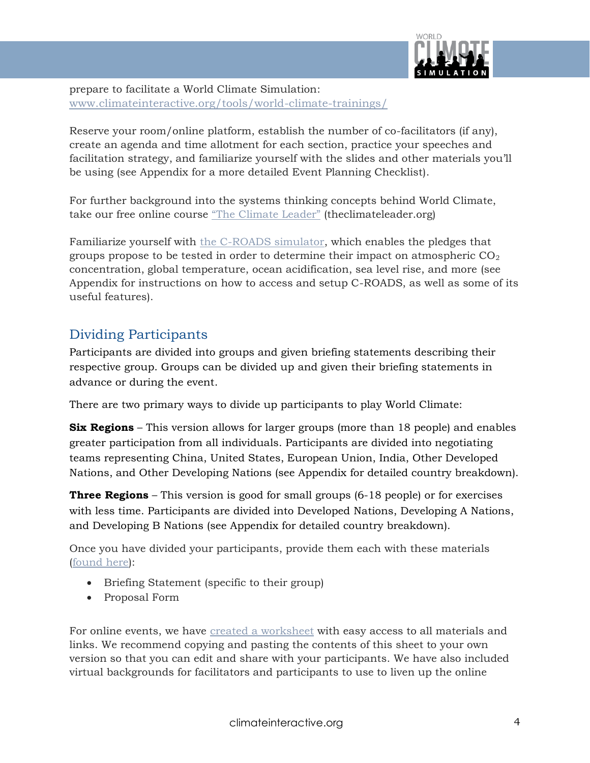prepare to facilitate a World Climate Simulation: www.climateinteractive.org/tools/world-climate-trainings/

Reserve your room/online platform, establish the number of co-facilitators (if any), create an agenda and time allotment for each section, practice your speeches and facilitation strategy, and familiarize yourself with the slides and other materials you'll be using (see Appendix for a more detailed Event Planning Checklist).

For further background into the systems thinking concepts behind World Climate, take our free online course "The Climate Leader" (theclimateleader.org)

Familiarize yourself with the C-ROADS simulator, which enables the pledges that groups propose to be tested in order to determine their impact on atmospheric $CO_2$ concentration, global temperature, ocean acidification, sea level rise, and more (see Appendix for instructions on how to access and setup C-ROADS, as well as some of its useful features).

## Dividing Participants

Participants are divided into groups and given briefing statements describing their respective group. Groups can be divided up and given their briefing statements in advance or during the event.

There are two primary ways to divide up participants to play World Climate:

**Six Regions** – This version allows for larger groups (more than 18 people) and enables greater participation from all individuals. Participants are divided into negotiating teams representing China, United States, European Union, India, Other Developed Nations, and Other Developing Nations (see Appendix for detailed country breakdown).

**Three Regions** – This version is good for small groups (6-18 people) or for exercises with less time. Participants are divided into Developed Nations, Developing A Nations, and Developing B Nations (see Appendix for detailed country breakdown).

Once you have divided your participants, provide them each with these materials (found here):

- Briefing Statement (specific to their group)
- Proposal Form

For online events, we have created a worksheet with easy access to all materials and links. We recommend copying and pasting the contents of this sheet to your own version so that you can edit and share with your participants. We have also included virtual backgrounds for facilitators and participants to use to liven up the online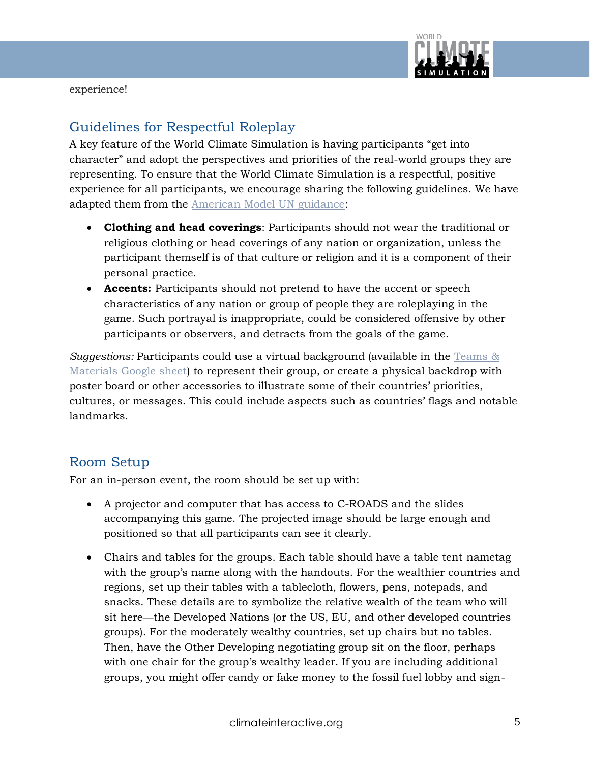experience!

## Guidelines for Respectful Roleplay

A key feature of the World Climate Simulation is having participants "get into character" and adopt the perspectives and priorities of the real-world groups they are representing. To ensure that the World Climate Simulation is a respectful, positive experience for all participants, we encourage sharing the following guidelines. We have adapted them from the American Model UN guidance:

- **Clothing and head coverings**: Participants should not wear the traditional or religious clothing or head coverings of any nation or organization, unless the participant themself is of that culture or religion and it is a component of their personal practice.
- **Accents:** Participants should not pretend to have the accent or speech characteristics of any nation or group of people they are roleplaying in the game. Such portrayal is inappropriate, could be considered offensive by other participants or observers, and detracts from the goals of the game.

*Suggestions:* Participants could use a virtual background (available in the Teams & Materials Google sheet) to represent their group, or create a physical backdrop with poster board or other accessories to illustrate some of their countries' priorities, cultures, or messages. This could include aspects such as countries' flags and notable landmarks.

## Room Setup

For an in-person event, the room should be set up with:

- A projector and computer that has access to C-ROADS and the slides accompanying this game. The projected image should be large enough and positioned so that all participants can see it clearly.
- Chairs and tables for the groups. Each table should have a table tent nametag with the group's name along with the handouts. For the wealthier countries and regions, set up their tables with a tablecloth, flowers, pens, notepads, and snacks. These details are to symbolize the relative wealth of the team who will sit here—the Developed Nations (or the US, EU, and other developed countries groups). For the moderately wealthy countries, set up chairs but no tables. Then, have the Other Developing negotiating group sit on the floor, perhaps with one chair for the group's wealthy leader. If you are including additional groups, you might offer candy or fake money to the fossil fuel lobby and sign-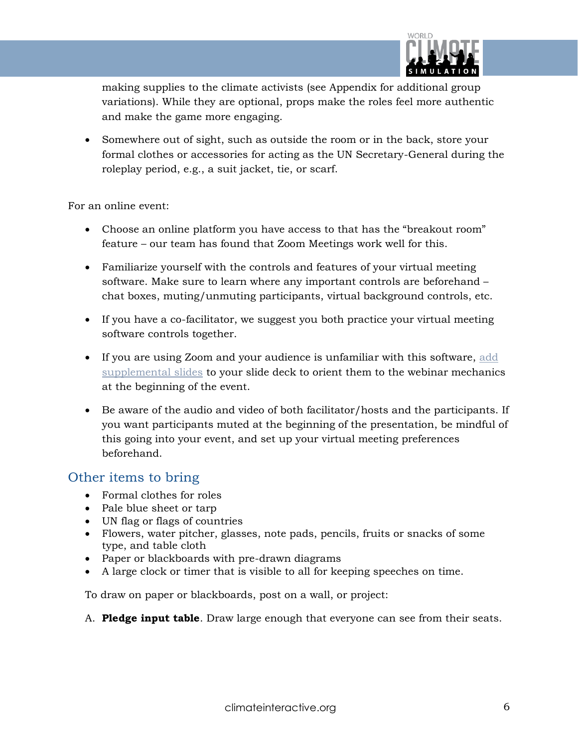making supplies to the climate activists (see Appendix for additional group variations). While they are optional, props make the roles feel more authentic and make the game more engaging.

- Somewhere out of sight, such as outside the room or in the back, store your formal clothes or accessories for acting as the UN Secretary-General during the roleplay period, e.g., a suit jacket, tie, or scarf.

For an online event:

- Choose an online platform you have access to that has the "breakout room" feature – our team has found that Zoom Meetings work well for this.
- Familiarize yourself with the controls and features of your virtual meeting software. Make sure to learn where any important controls are beforehand – chat boxes, muting/unmuting participants, virtual background controls, etc.
- If you have a co-facilitator, we suggest you both practice your virtual meeting software controls together.
- If you are using Zoom and your audience is unfamiliar with this software, add supplemental slides to your slide deck to orient them to the webinar mechanics at the beginning of the event.
- Be aware of the audio and video of both facilitator/hosts and the participants. If you want participants muted at the beginning of the presentation, be mindful of this going into your event, and set up your virtual meeting preferences beforehand.

## Other items to bring

- Formal clothes for roles
- Pale blue sheet or tarp
- UN flag or flags of countries
- Flowers, water pitcher, glasses, note pads, pencils, fruits or snacks of some type, and table cloth
- Paper or blackboards with pre-drawn diagrams
- A large clock or timer that is visible to all for keeping speeches on time.

To draw on paper or blackboards, post on a wall, or project:

A. **Pledge input table**. Draw large enough that everyone can see from their seats.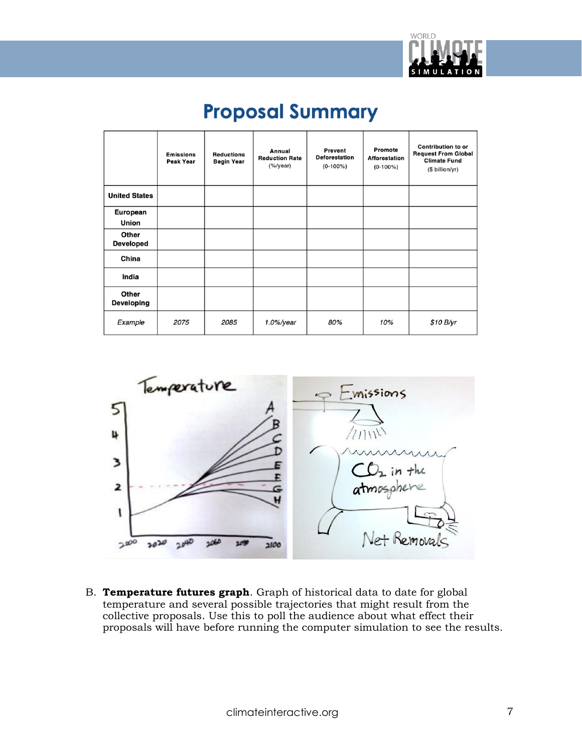# Proposal Summary

| | Emissions Peak Year | Reductions Begin Year | Annual Reduction Rate (%/year) | Prevent Deforestation (0-100%) | Promote Afforestation (0-100%) | Contribution to or Request From Global Climate Fund ($ billion/yr) |
|---|---|---|---|---|---|---|
| **United States** | | | | | | |
| **European Union** | | | | | | |
| **Other Developed** | | | | | | |
| **China** | | | | | | |
| **India** | | | | | | |
| **Other Developing** | | | | | | |
| *Example* | *2075* | *2085* | *1.0%/year* | *80%* | *10%* | *$10 B/yr* |

B. **Temperature futures graph**. Graph of historical data to date for global temperature and several possible trajectories that might result from the collective proposals. Use this to poll the audience about what effect their proposals will have before running the computer simulation to see the results.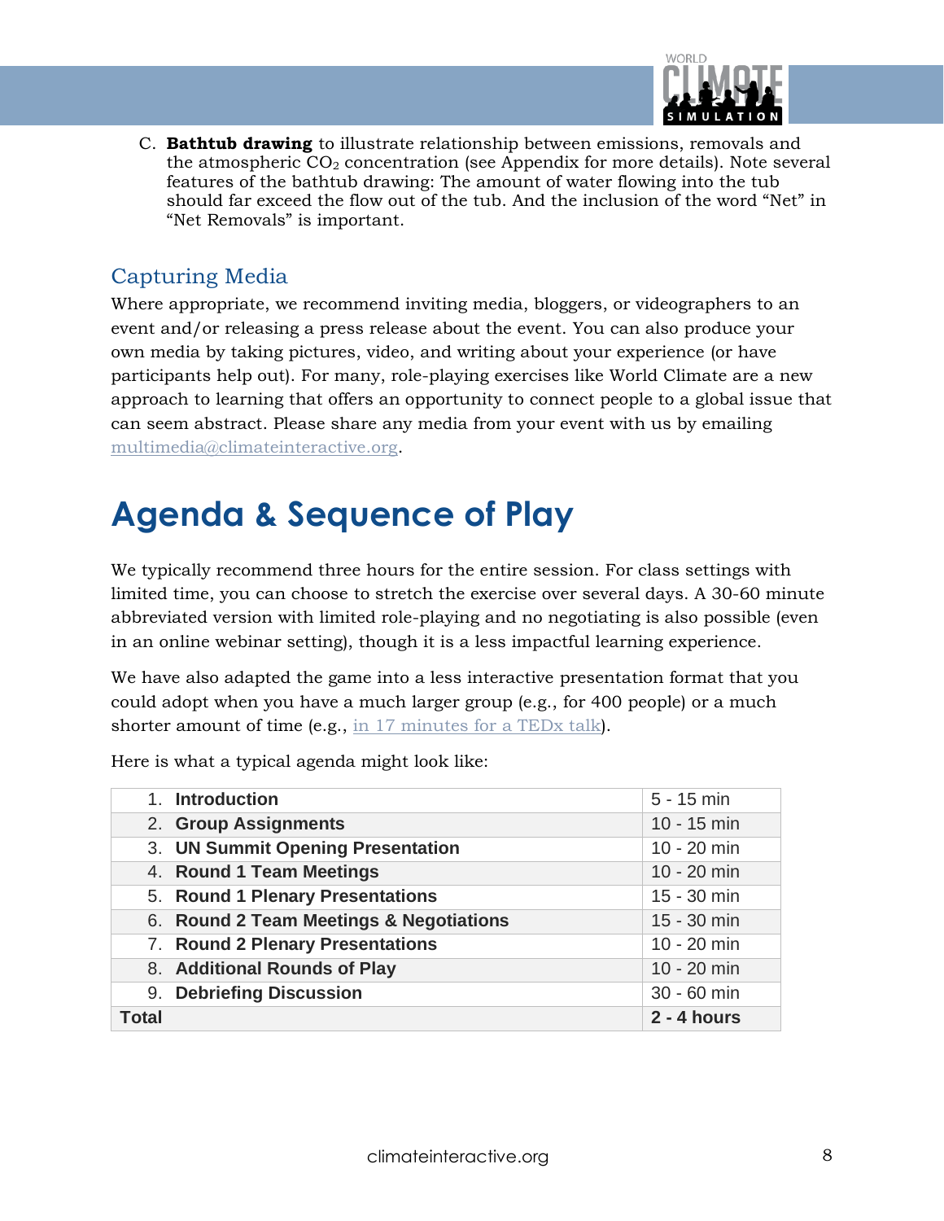C. **Bathtub drawing** to illustrate relationship between emissions, removals and the atmospheric $CO_2$ concentration (see Appendix for more details). Note several features of the bathtub drawing: The amount of water flowing into the tub should far exceed the flow out of the tub. And the inclusion of the word "Net" in "Net Removals" is important.

### Capturing Media

Where appropriate, we recommend inviting media, bloggers, or videographers to an event and/or releasing a press release about the event. You can also produce your own media by taking pictures, video, and writing about your experience (or have participants help out). For many, role-playing exercises like World Climate are a new approach to learning that offers an opportunity to connect people to a global issue that can seem abstract. Please share any media from your event with us by emailing multimedia@climateinteractive.org.

## Agenda & Sequence of Play

We typically recommend three hours for the entire session. For class settings with limited time, you can choose to stretch the exercise over several days. A 30-60 minute abbreviated version with limited role-playing and no negotiating is also possible (even in an online webinar setting), though it is a less impactful learning experience.

We have also adapted the game into a less interactive presentation format that you could adopt when you have a much larger group (e.g., for 400 people) or a much shorter amount of time (e.g., in 17 minutes for a TEDx talk).

Here is what a typical agenda might look like:

| | |
|---|---|
| 1. **Introduction** | 5 - 15 min |
| 2. **Group Assignments** | 10 - 15 min |
| 3. **UN Summit Opening Presentation** | 10 - 20 min |
| 4. **Round 1 Team Meetings** | 10 - 20 min |
| 5. **Round 1 Plenary Presentations** | 15 - 30 min |
| 6. **Round 2 Team Meetings & Negotiations** | 15 - 30 min |
| 7. **Round 2 Plenary Presentations** | 10 - 20 min |
| 8. **Additional Rounds of Play** | 10 - 20 min |
| 9. **Debriefing Discussion** | 30 - 60 min |
| **Total** | **2 - 4 hours** |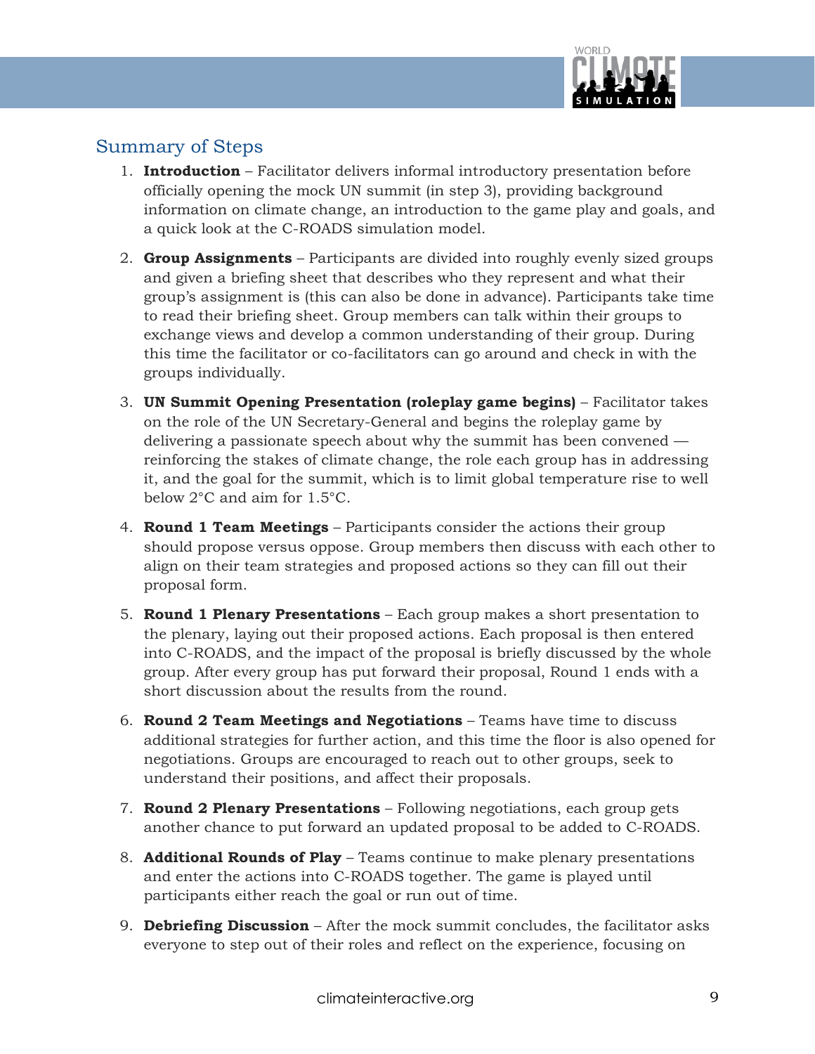## Summary of Steps

1. **Introduction** – Facilitator delivers informal introductory presentation before officially opening the mock UN summit (in step 3), providing background information on climate change, an introduction to the game play and goals, and a quick look at the C-ROADS simulation model.

2. **Group Assignments** – Participants are divided into roughly evenly sized groups and given a briefing sheet that describes who they represent and what their group's assignment is (this can also be done in advance). Participants take time to read their briefing sheet. Group members can talk within their groups to exchange views and develop a common understanding of their group. During this time the facilitator or co-facilitators can go around and check in with the groups individually.

3. **UN Summit Opening Presentation (roleplay game begins)** – Facilitator takes on the role of the UN Secretary-General and begins the roleplay game by delivering a passionate speech about why the summit has been convened — reinforcing the stakes of climate change, the role each group has in addressing it, and the goal for the summit, which is to limit global temperature rise to well below 2°C and aim for 1.5°C.

4. **Round 1 Team Meetings** – Participants consider the actions their group should propose versus oppose. Group members then discuss with each other to align on their team strategies and proposed actions so they can fill out their proposal form.

5. **Round 1 Plenary Presentations** – Each group makes a short presentation to the plenary, laying out their proposed actions. Each proposal is then entered into C-ROADS, and the impact of the proposal is briefly discussed by the whole group. After every group has put forward their proposal, Round 1 ends with a short discussion about the results from the round.

6. **Round 2 Team Meetings and Negotiations** – Teams have time to discuss additional strategies for further action, and this time the floor is also opened for negotiations. Groups are encouraged to reach out to other groups, seek to understand their positions, and affect their proposals.

7. **Round 2 Plenary Presentations** – Following negotiations, each group gets another chance to put forward an updated proposal to be added to C-ROADS.

8. **Additional Rounds of Play** – Teams continue to make plenary presentations and enter the actions into C-ROADS together. The game is played until participants either reach the goal or run out of time.

9. **Debriefing Discussion** – After the mock summit concludes, the facilitator asks everyone to step out of their roles and reflect on the experience, focusing on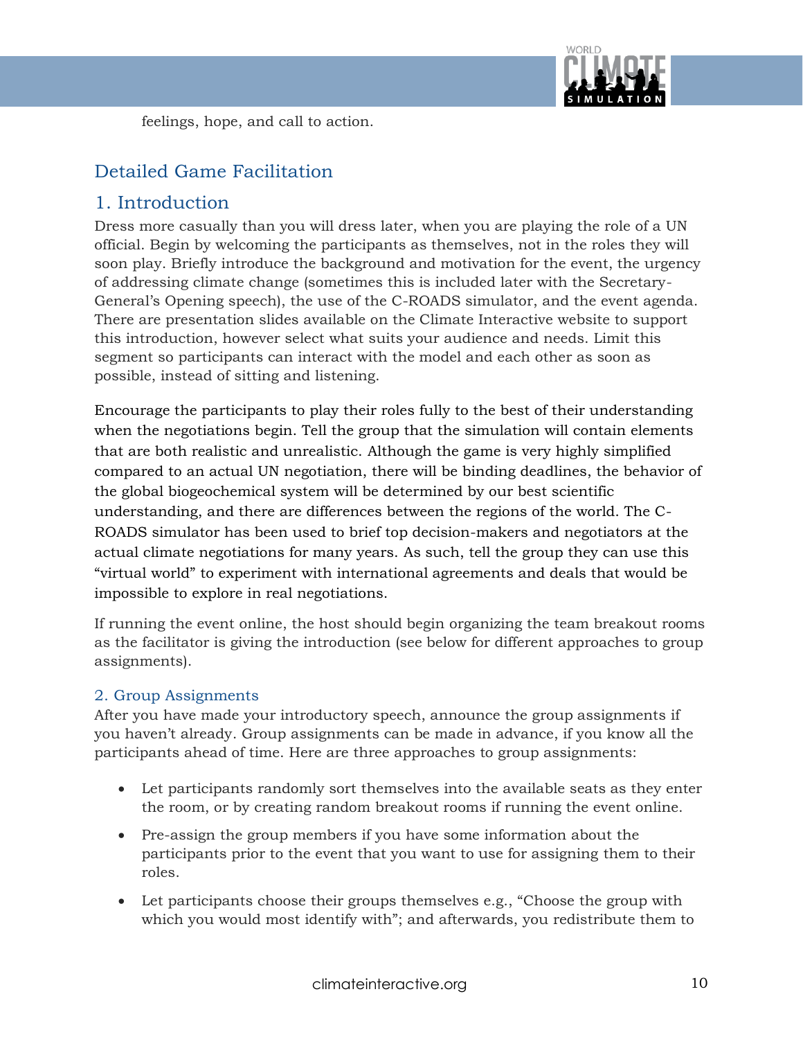feelings, hope, and call to action.

## Detailed Game Facilitation

## 1. Introduction

Dress more casually than you will dress later, when you are playing the role of a UN official. Begin by welcoming the participants as themselves, not in the roles they will soon play. Briefly introduce the background and motivation for the event, the urgency of addressing climate change (sometimes this is included later with the Secretary-General's Opening speech), the use of the C-ROADS simulator, and the event agenda. There are presentation slides available on the Climate Interactive website to support this introduction, however select what suits your audience and needs. Limit this segment so participants can interact with the model and each other as soon as possible, instead of sitting and listening.

Encourage the participants to play their roles fully to the best of their understanding when the negotiations begin. Tell the group that the simulation will contain elements that are both realistic and unrealistic. Although the game is very highly simplified compared to an actual UN negotiation, there will be binding deadlines, the behavior of the global biogeochemical system will be determined by our best scientific understanding, and there are differences between the regions of the world. The C-ROADS simulator has been used to brief top decision-makers and negotiators at the actual climate negotiations for many years. As such, tell the group they can use this "virtual world" to experiment with international agreements and deals that would be impossible to explore in real negotiations.

If running the event online, the host should begin organizing the team breakout rooms as the facilitator is giving the introduction (see below for different approaches to group assignments).

### 2. Group Assignments

After you have made your introductory speech, announce the group assignments if you haven't already. Group assignments can be made in advance, if you know all the participants ahead of time. Here are three approaches to group assignments:

- Let participants randomly sort themselves into the available seats as they enter the room, or by creating random breakout rooms if running the event online.
- Pre-assign the group members if you have some information about the participants prior to the event that you want to use for assigning them to their roles.
- Let participants choose their groups themselves e.g., "Choose the group with which you would most identify with"; and afterwards, you redistribute them to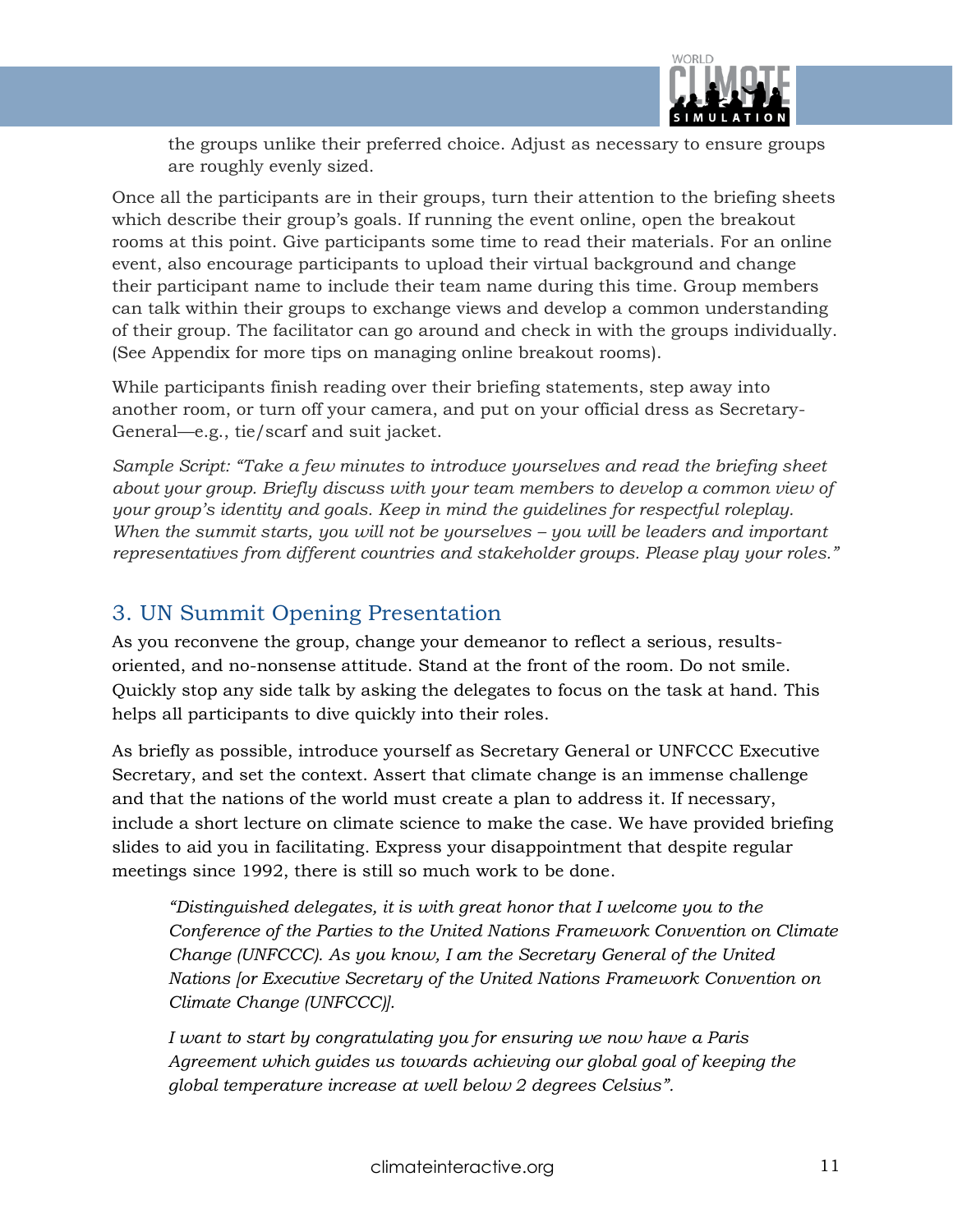the groups unlike their preferred choice. Adjust as necessary to ensure groups are roughly evenly sized.

Once all the participants are in their groups, turn their attention to the briefing sheets which describe their group's goals. If running the event online, open the breakout rooms at this point. Give participants some time to read their materials. For an online event, also encourage participants to upload their virtual background and change their participant name to include their team name during this time. Group members can talk within their groups to exchange views and develop a common understanding of their group. The facilitator can go around and check in with the groups individually. (See Appendix for more tips on managing online breakout rooms).

While participants finish reading over their briefing statements, step away into another room, or turn off your camera, and put on your official dress as Secretary-General—e.g., tie/scarf and suit jacket.

*Sample Script: "Take a few minutes to introduce yourselves and read the briefing sheet about your group. Briefly discuss with your team members to develop a common view of your group's identity and goals. Keep in mind the guidelines for respectful roleplay. When the summit starts, you will not be yourselves – you will be leaders and important representatives from different countries and stakeholder groups. Please play your roles."*

## 3. UN Summit Opening Presentation

As you reconvene the group, change your demeanor to reflect a serious, results-oriented, and no-nonsense attitude. Stand at the front of the room. Do not smile. Quickly stop any side talk by asking the delegates to focus on the task at hand. This helps all participants to dive quickly into their roles.

As briefly as possible, introduce yourself as Secretary General or UNFCCC Executive Secretary, and set the context. Assert that climate change is an immense challenge and that the nations of the world must create a plan to address it. If necessary, include a short lecture on climate science to make the case. We have provided briefing slides to aid you in facilitating. Express your disappointment that despite regular meetings since 1992, there is still so much work to be done.

> *"Distinguished delegates, it is with great honor that I welcome you to the Conference of the Parties to the United Nations Framework Convention on Climate Change (UNFCCC). As you know, I am the Secretary General of the United Nations [or Executive Secretary of the United Nations Framework Convention on Climate Change (UNFCCC)].*
>
> *I want to start by congratulating you for ensuring we now have a Paris Agreement which guides us towards achieving our global goal of keeping the global temperature increase at well below 2 degrees Celsius".*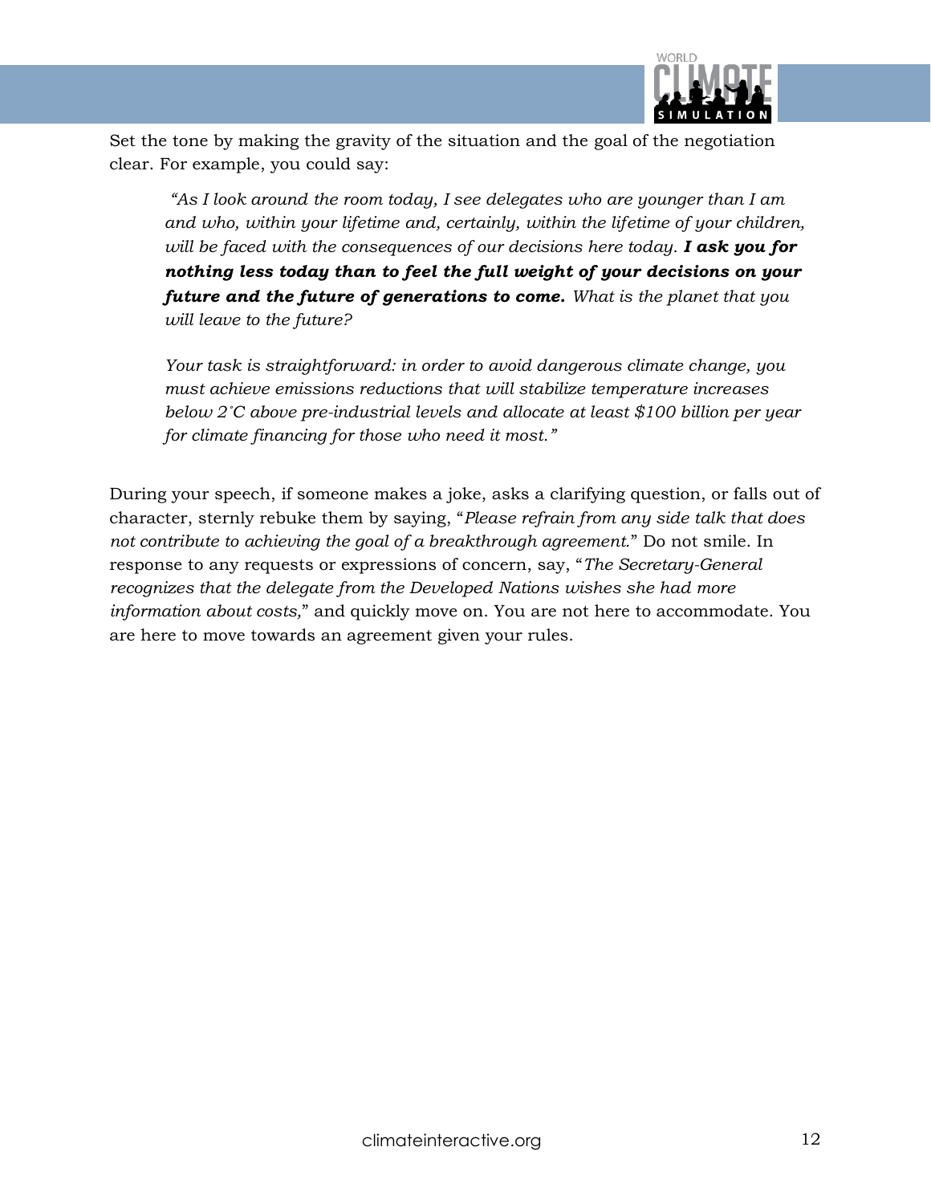Set the tone by making the gravity of the situation and the goal of the negotiation clear. For example, you could say:

> *"As I look around the room today, I see delegates who are younger than I am and who, within your lifetime and, certainly, within the lifetime of your children, will be faced with the consequences of our decisions here today.* ***I ask you for nothing less today than to feel the full weight of your decisions on your future and the future of generations to come.*** *What is the planet that you will leave to the future?*
>
> *Your task is straightforward: in order to avoid dangerous climate change, you must achieve emissions reductions that will stabilize temperature increases below 2˚C above pre-industrial levels and allocate at least $100 billion per year for climate financing for those who need it most."*

During your speech, if someone makes a joke, asks a clarifying question, or falls out of character, sternly rebuke them by saying, "*Please refrain from any side talk that does not contribute to achieving the goal of a breakthrough agreement.*" Do not smile. In response to any requests or expressions of concern, say, "*The Secretary-General recognizes that the delegate from the Developed Nations wishes she had more information about costs,*" and quickly move on. You are not here to accommodate. You are here to move towards an agreement given your rules.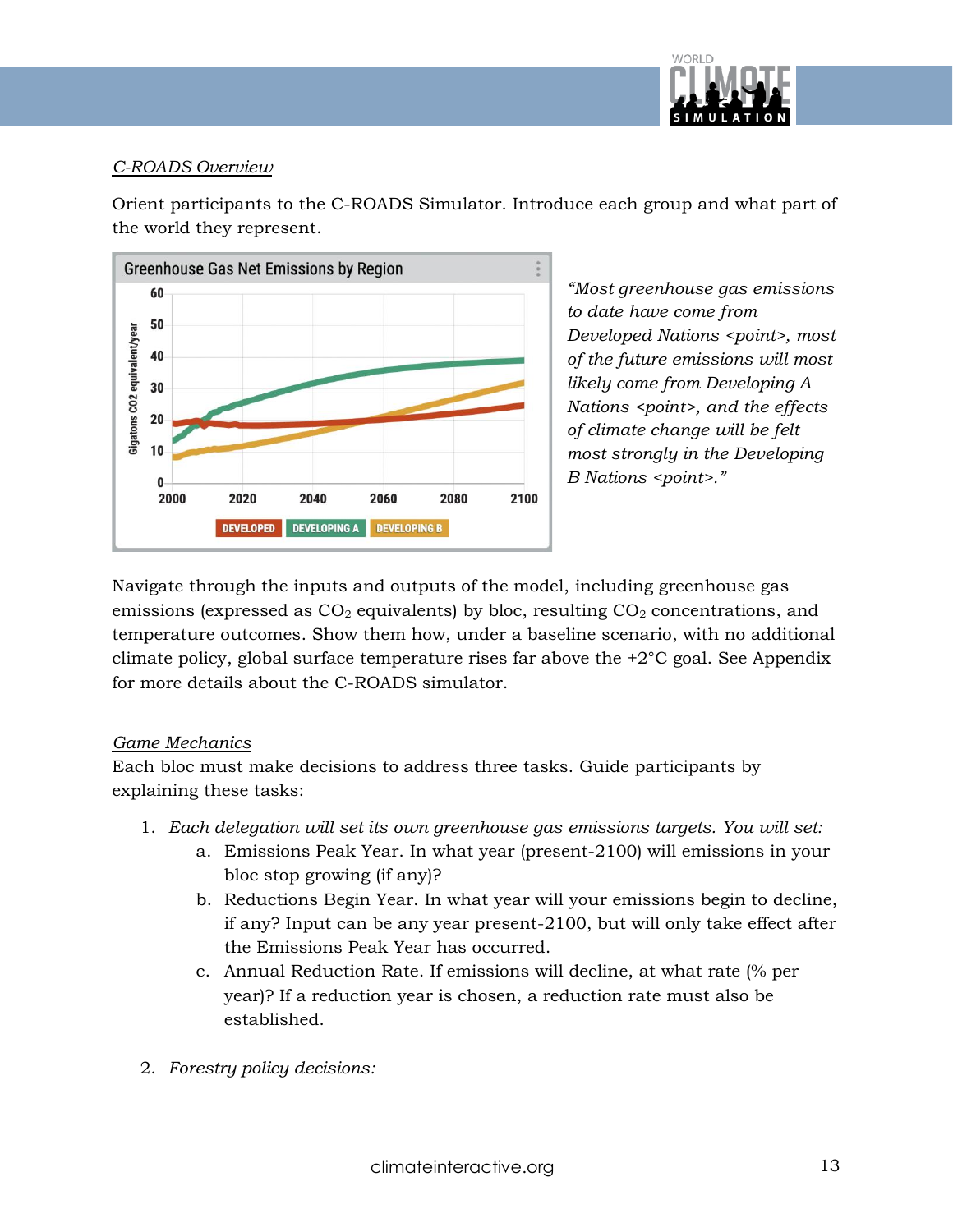*C-ROADS Overview*

Orient participants to the C-ROADS Simulator. Introduce each group and what part of the world they represent.

*"Most greenhouse gas emissions to date have come from Developed Nations <point>, most of the future emissions will most likely come from Developing A Nations <point>, and the effects of climate change will be felt most strongly in the Developing B Nations <point>."*

Navigate through the inputs and outputs of the model, including greenhouse gas emissions (expressed as $CO_2$ equivalents) by bloc, resulting $CO_2$ concentrations, and temperature outcomes. Show them how, under a baseline scenario, with no additional climate policy, global surface temperature rises far above the +2°C goal. See Appendix for more details about the C-ROADS simulator.

*Game Mechanics*

Each bloc must make decisions to address three tasks. Guide participants by explaining these tasks:

1. *Each delegation will set its own greenhouse gas emissions targets. You will set:*
   a. Emissions Peak Year. In what year (present-2100) will emissions in your bloc stop growing (if any)?
   b. Reductions Begin Year. In what year will your emissions begin to decline, if any? Input can be any year present-2100, but will only take effect after the Emissions Peak Year has occurred.
   c. Annual Reduction Rate. If emissions will decline, at what rate (% per year)? If a reduction year is chosen, a reduction rate must also be established.

2. *Forestry policy decisions:*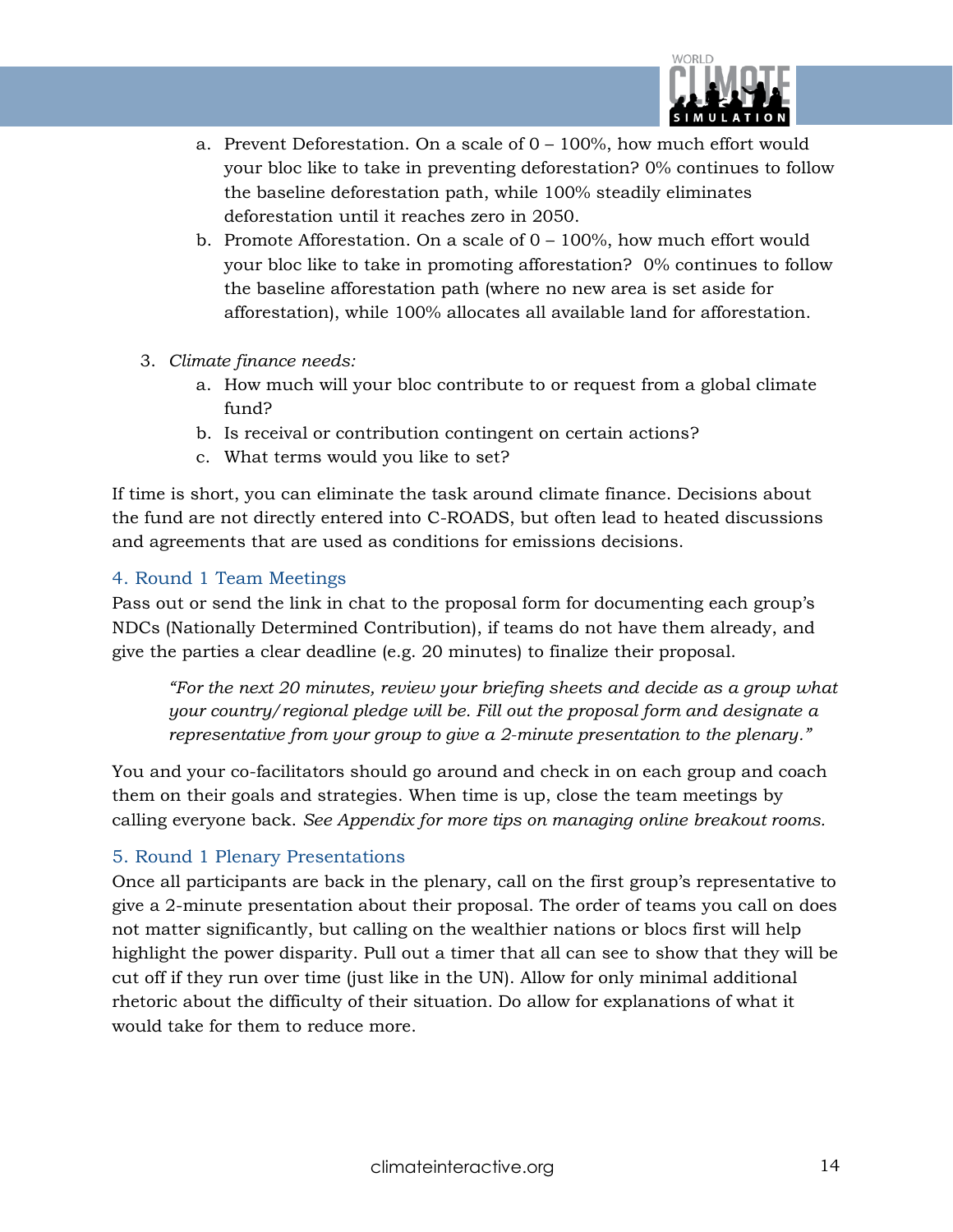a. Prevent Deforestation. On a scale of 0 – 100%, how much effort would your bloc like to take in preventing deforestation? 0% continues to follow the baseline deforestation path, while 100% steadily eliminates deforestation until it reaches zero in 2050.

b. Promote Afforestation. On a scale of 0 – 100%, how much effort would your bloc like to take in promoting afforestation? 0% continues to follow the baseline afforestation path (where no new area is set aside for afforestation), while 100% allocates all available land for afforestation.

3. *Climate finance needs:*
   a. How much will your bloc contribute to or request from a global climate fund?
   b. Is receival or contribution contingent on certain actions?
   c. What terms would you like to set?

If time is short, you can eliminate the task around climate finance. Decisions about the fund are not directly entered into C-ROADS, but often lead to heated discussions and agreements that are used as conditions for emissions decisions.

### 4. Round 1 Team Meetings

Pass out or send the link in chat to the proposal form for documenting each group's NDCs (Nationally Determined Contribution), if teams do not have them already, and give the parties a clear deadline (e.g. 20 minutes) to finalize their proposal.

> *"For the next 20 minutes, review your briefing sheets and decide as a group what your country/regional pledge will be. Fill out the proposal form and designate a representative from your group to give a 2-minute presentation to the plenary."*

You and your co-facilitators should go around and check in on each group and coach them on their goals and strategies. When time is up, close the team meetings by calling everyone back. *See Appendix for more tips on managing online breakout rooms.*

### 5. Round 1 Plenary Presentations

Once all participants are back in the plenary, call on the first group's representative to give a 2-minute presentation about their proposal. The order of teams you call on does not matter significantly, but calling on the wealthier nations or blocs first will help highlight the power disparity. Pull out a timer that all can see to show that they will be cut off if they run over time (just like in the UN). Allow for only minimal additional rhetoric about the difficulty of their situation. Do allow for explanations of what it would take for them to reduce more.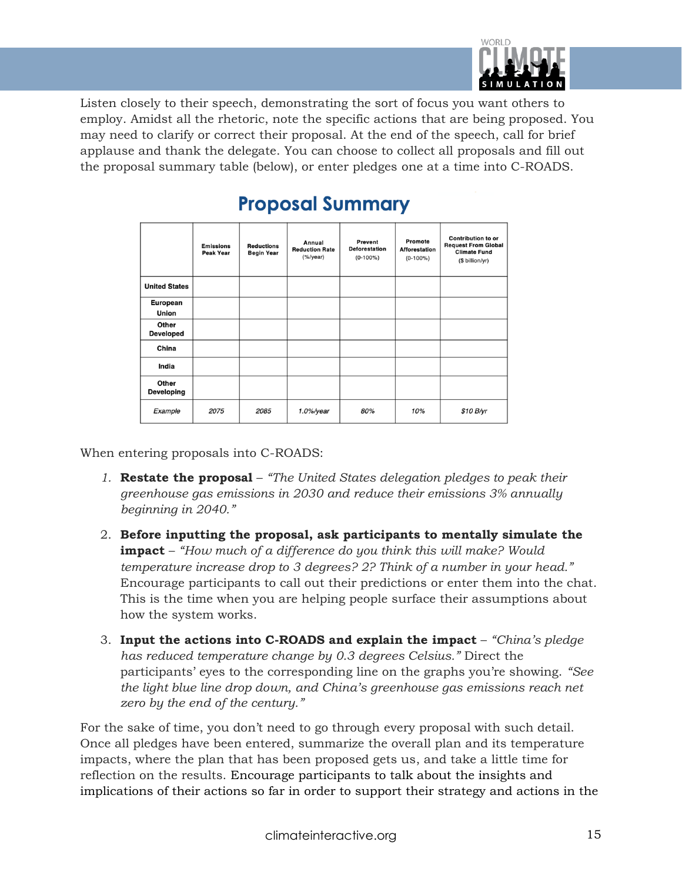Listen closely to their speech, demonstrating the sort of focus you want others to employ. Amidst all the rhetoric, note the specific actions that are being proposed. You may need to clarify or correct their proposal. At the end of the speech, call for brief applause and thank the delegate. You can choose to collect all proposals and fill out the proposal summary table (below), or enter pledges one at a time into C-ROADS.

## Proposal Summary

| | Emissions Peak Year | Reductions Begin Year | Annual Reduction Rate (%/year) | Prevent Deforestation (0-100%) | Promote Afforestation (0-100%) | Contribution to or Request From Global Climate Fund ($ billion/yr) |
|---|---|---|---|---|---|---|
| **United States** | | | | | | |
| **European Union** | | | | | | |
| **Other Developed** | | | | | | |
| **China** | | | | | | |
| **India** | | | | | | |
| **Other Developing** | | | | | | |
| *Example* | *2075* | *2085* | *1.0%/year* | *80%* | *10%* | *$10 B/yr* |

When entering proposals into C-ROADS:

1. **Restate the proposal** – *"The United States delegation pledges to peak their greenhouse gas emissions in 2030 and reduce their emissions 3% annually beginning in 2040."*
2. **Before inputting the proposal, ask participants to mentally simulate the impact** – *"How much of a difference do you think this will make? Would temperature increase drop to 3 degrees? 2? Think of a number in your head."* Encourage participants to call out their predictions or enter them into the chat. This is the time when you are helping people surface their assumptions about how the system works.
3. **Input the actions into C-ROADS and explain the impact** – *"China's pledge has reduced temperature change by 0.3 degrees Celsius."* Direct the participants' eyes to the corresponding line on the graphs you're showing. *"See the light blue line drop down, and China's greenhouse gas emissions reach net zero by the end of the century."*

For the sake of time, you don't need to go through every proposal with such detail. Once all pledges have been entered, summarize the overall plan and its temperature impacts, where the plan that has been proposed gets us, and take a little time for reflection on the results. Encourage participants to talk about the insights and implications of their actions so far in order to support their strategy and actions in the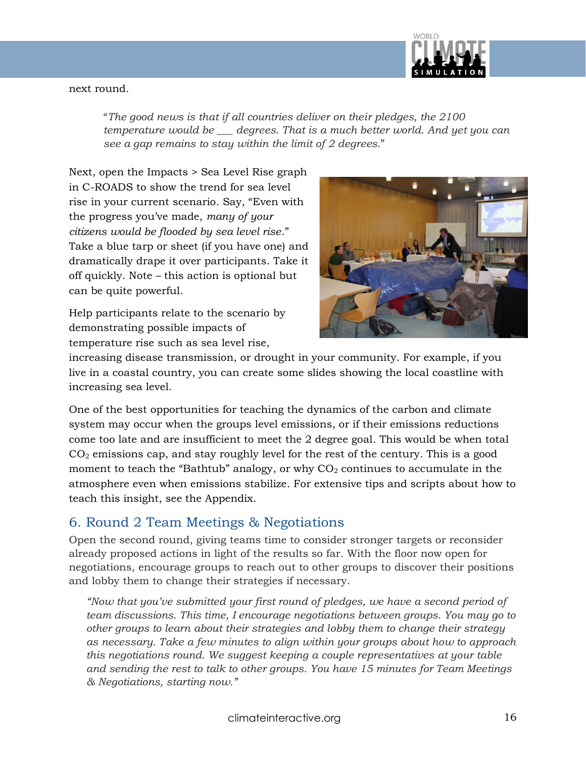next round.

> "*The good news is that if all countries deliver on their pledges, the 2100 temperature would be ___ degrees. That is a much better world. And yet you can see a gap remains to stay within the limit of 2 degrees.*"

Next, open the Impacts > Sea Level Rise graph in C-ROADS to show the trend for sea level rise in your current scenario. Say, "Even with the progress you've made, *many of your citizens would be flooded by sea level rise*." Take a blue tarp or sheet (if you have one) and dramatically drape it over participants. Take it off quickly. Note – this action is optional but can be quite powerful.

Help participants relate to the scenario by demonstrating possible impacts of temperature rise such as sea level rise, increasing disease transmission, or drought in your community. For example, if you live in a coastal country, you can create some slides showing the local coastline with increasing sea level.

One of the best opportunities for teaching the dynamics of the carbon and climate system may occur when the groups level emissions, or if their emissions reductions come too late and are insufficient to meet the 2 degree goal. This would be when total $CO_2$ emissions cap, and stay roughly level for the rest of the century. This is a good moment to teach the "Bathtub" analogy, or why $CO_2$ continues to accumulate in the atmosphere even when emissions stabilize. For extensive tips and scripts about how to teach this insight, see the Appendix.

## 6. Round 2 Team Meetings & Negotiations

Open the second round, giving teams time to consider stronger targets or reconsider already proposed actions in light of the results so far. With the floor now open for negotiations, encourage groups to reach out to other groups to discover their positions and lobby them to change their strategies if necessary.

> *"Now that you've submitted your first round of pledges, we have a second period of team discussions. This time, I encourage negotiations between groups. You may go to other groups to learn about their strategies and lobby them to change their strategy as necessary. Take a few minutes to align within your groups about how to approach this negotiations round. We suggest keeping a couple representatives at your table and sending the rest to talk to other groups. You have 15 minutes for Team Meetings & Negotiations, starting now."*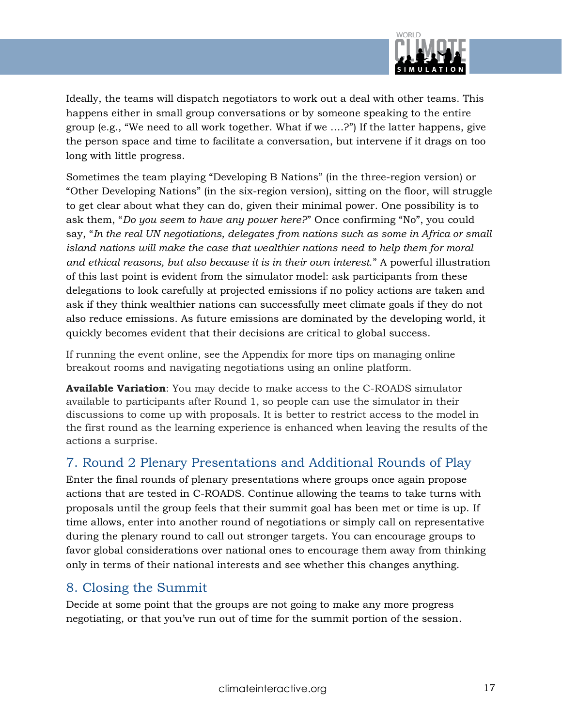Ideally, the teams will dispatch negotiators to work out a deal with other teams. This happens either in small group conversations or by someone speaking to the entire group (e.g., "We need to all work together. What if we ….?") If the latter happens, give the person space and time to facilitate a conversation, but intervene if it drags on too long with little progress.

Sometimes the team playing "Developing B Nations" (in the three-region version) or "Other Developing Nations" (in the six-region version), sitting on the floor, will struggle to get clear about what they can do, given their minimal power. One possibility is to ask them, "*Do you seem to have any power here?*" Once confirming "No", you could say, "*In the real UN negotiations, delegates from nations such as some in Africa or small island nations will make the case that wealthier nations need to help them for moral and ethical reasons, but also because it is in their own interest.*" A powerful illustration of this last point is evident from the simulator model: ask participants from these delegations to look carefully at projected emissions if no policy actions are taken and ask if they think wealthier nations can successfully meet climate goals if they do not also reduce emissions. As future emissions are dominated by the developing world, it quickly becomes evident that their decisions are critical to global success.

If running the event online, see the Appendix for more tips on managing online breakout rooms and navigating negotiations using an online platform.

**Available Variation**: You may decide to make access to the C-ROADS simulator available to participants after Round 1, so people can use the simulator in their discussions to come up with proposals. It is better to restrict access to the model in the first round as the learning experience is enhanced when leaving the results of the actions a surprise.

## 7. Round 2 Plenary Presentations and Additional Rounds of Play

Enter the final rounds of plenary presentations where groups once again propose actions that are tested in C-ROADS. Continue allowing the teams to take turns with proposals until the group feels that their summit goal has been met or time is up. If time allows, enter into another round of negotiations or simply call on representative during the plenary round to call out stronger targets. You can encourage groups to favor global considerations over national ones to encourage them away from thinking only in terms of their national interests and see whether this changes anything.

## 8. Closing the Summit

Decide at some point that the groups are not going to make any more progress negotiating, or that you've run out of time for the summit portion of the session.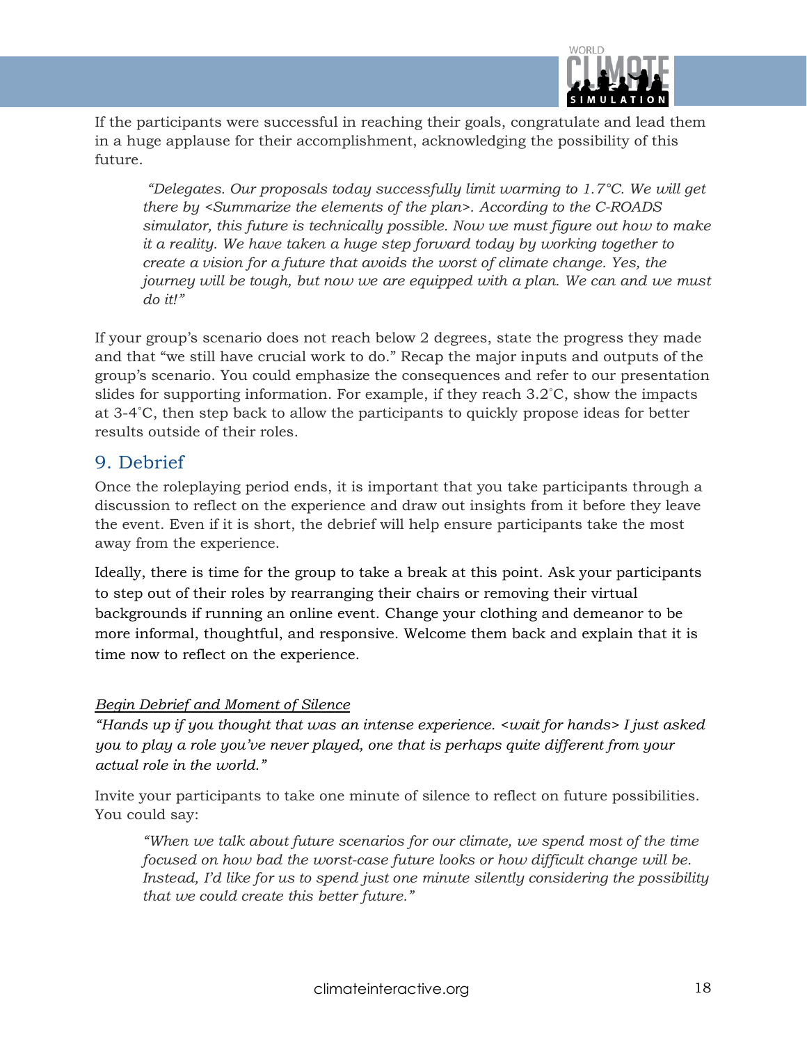If the participants were successful in reaching their goals, congratulate and lead them in a huge applause for their accomplishment, acknowledging the possibility of this future.

> *"Delegates. Our proposals today successfully limit warming to 1.7°C. We will get there by <Summarize the elements of the plan>. According to the C-ROADS simulator, this future is technically possible. Now we must figure out how to make it a reality. We have taken a huge step forward today by working together to create a vision for a future that avoids the worst of climate change. Yes, the journey will be tough, but now we are equipped with a plan. We can and we must do it!"*

If your group's scenario does not reach below 2 degrees, state the progress they made and that "we still have crucial work to do." Recap the major inputs and outputs of the group's scenario. You could emphasize the consequences and refer to our presentation slides for supporting information. For example, if they reach 3.2˚C, show the impacts at 3-4˚C, then step back to allow the participants to quickly propose ideas for better results outside of their roles.

## 9. Debrief

Once the roleplaying period ends, it is important that you take participants through a discussion to reflect on the experience and draw out insights from it before they leave the event. Even if it is short, the debrief will help ensure participants take the most away from the experience.

Ideally, there is time for the group to take a break at this point. Ask your participants to step out of their roles by rearranging their chairs or removing their virtual backgrounds if running an online event. Change your clothing and demeanor to be more informal, thoughtful, and responsive. Welcome them back and explain that it is time now to reflect on the experience.

*Begin Debrief and Moment of Silence*

*"Hands up if you thought that was an intense experience. <wait for hands> I just asked you to play a role you've never played, one that is perhaps quite different from your actual role in the world."*

Invite your participants to take one minute of silence to reflect on future possibilities. You could say:

> *"When we talk about future scenarios for our climate, we spend most of the time focused on how bad the worst-case future looks or how difficult change will be. Instead, I'd like for us to spend just one minute silently considering the possibility that we could create this better future."*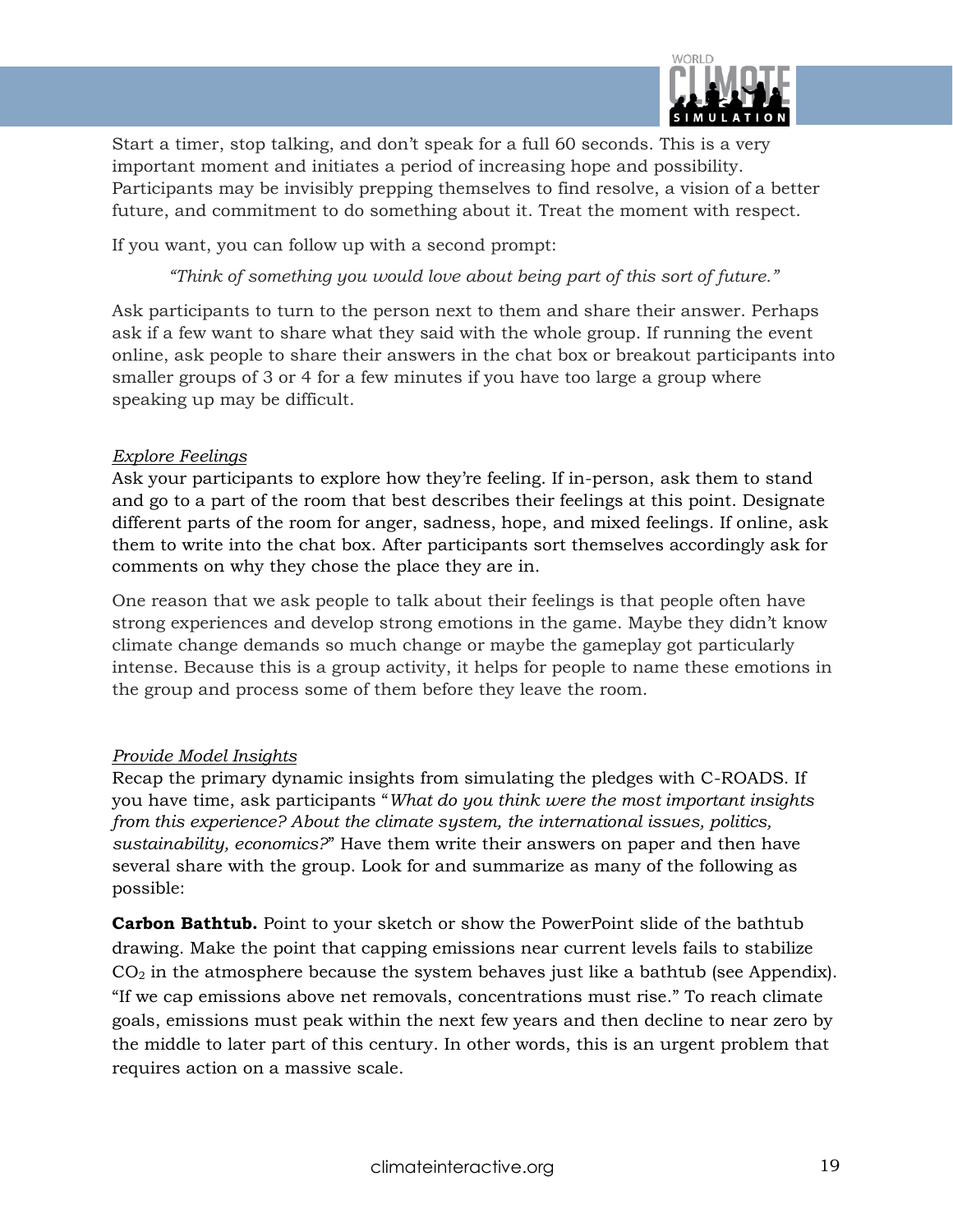Start a timer, stop talking, and don't speak for a full 60 seconds. This is a very important moment and initiates a period of increasing hope and possibility. Participants may be invisibly prepping themselves to find resolve, a vision of a better future, and commitment to do something about it. Treat the moment with respect.

If you want, you can follow up with a second prompt:

> *"Think of something you would love about being part of this sort of future."*

Ask participants to turn to the person next to them and share their answer. Perhaps ask if a few want to share what they said with the whole group. If running the event online, ask people to share their answers in the chat box or breakout participants into smaller groups of 3 or 4 for a few minutes if you have too large a group where speaking up may be difficult.

*Explore Feelings*

Ask your participants to explore how they're feeling. If in-person, ask them to stand and go to a part of the room that best describes their feelings at this point. Designate different parts of the room for anger, sadness, hope, and mixed feelings. If online, ask them to write into the chat box. After participants sort themselves accordingly ask for comments on why they chose the place they are in.

One reason that we ask people to talk about their feelings is that people often have strong experiences and develop strong emotions in the game. Maybe they didn't know climate change demands so much change or maybe the gameplay got particularly intense. Because this is a group activity, it helps for people to name these emotions in the group and process some of them before they leave the room.

*Provide Model Insights*

Recap the primary dynamic insights from simulating the pledges with C-ROADS. If you have time, ask participants "*What do you think were the most important insights from this experience? About the climate system, the international issues, politics, sustainability, economics?*" Have them write their answers on paper and then have several share with the group. Look for and summarize as many of the following as possible:

**Carbon Bathtub.** Point to your sketch or show the PowerPoint slide of the bathtub drawing. Make the point that capping emissions near current levels fails to stabilize $CO_2$ in the atmosphere because the system behaves just like a bathtub (see Appendix). "If we cap emissions above net removals, concentrations must rise." To reach climate goals, emissions must peak within the next few years and then decline to near zero by the middle to later part of this century. In other words, this is an urgent problem that requires action on a massive scale.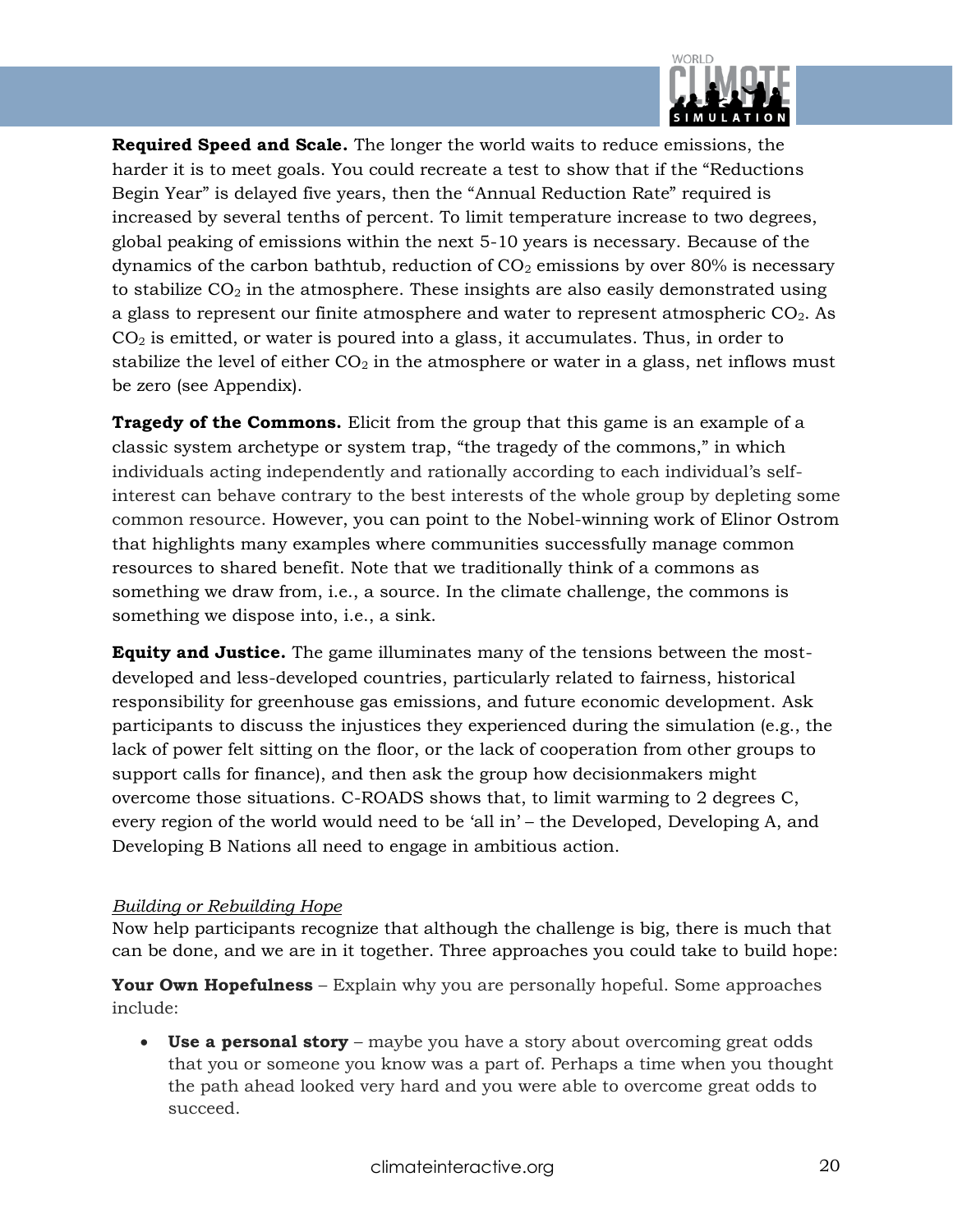**Required Speed and Scale.** The longer the world waits to reduce emissions, the harder it is to meet goals. You could recreate a test to show that if the "Reductions Begin Year" is delayed five years, then the "Annual Reduction Rate" required is increased by several tenths of percent. To limit temperature increase to two degrees, global peaking of emissions within the next 5-10 years is necessary. Because of the dynamics of the carbon bathtub, reduction of $CO_2$ emissions by over 80% is necessary to stabilize $CO_2$ in the atmosphere. These insights are also easily demonstrated using a glass to represent our finite atmosphere and water to represent atmospheric $CO_2$. As $CO_2$ is emitted, or water is poured into a glass, it accumulates. Thus, in order to stabilize the level of either $CO_2$ in the atmosphere or water in a glass, net inflows must be zero (see Appendix).

**Tragedy of the Commons.** Elicit from the group that this game is an example of a classic system archetype or system trap, "the tragedy of the commons," in which individuals acting independently and rationally according to each individual's self-interest can behave contrary to the best interests of the whole group by depleting some common resource. However, you can point to the Nobel-winning work of Elinor Ostrom that highlights many examples where communities successfully manage common resources to shared benefit. Note that we traditionally think of a commons as something we draw from, i.e., a source. In the climate challenge, the commons is something we dispose into, i.e., a sink.

**Equity and Justice.** The game illuminates many of the tensions between the most-developed and less-developed countries, particularly related to fairness, historical responsibility for greenhouse gas emissions, and future economic development. Ask participants to discuss the injustices they experienced during the simulation (e.g., the lack of power felt sitting on the floor, or the lack of cooperation from other groups to support calls for finance), and then ask the group how decisionmakers might overcome those situations. C-ROADS shows that, to limit warming to 2 degrees C, every region of the world would need to be 'all in' – the Developed, Developing A, and Developing B Nations all need to engage in ambitious action.

*Building or Rebuilding Hope*

Now help participants recognize that although the challenge is big, there is much that can be done, and we are in it together. Three approaches you could take to build hope:

**Your Own Hopefulness** – Explain why you are personally hopeful. Some approaches include:

- **Use a personal story** – maybe you have a story about overcoming great odds that you or someone you know was a part of. Perhaps a time when you thought the path ahead looked very hard and you were able to overcome great odds to succeed.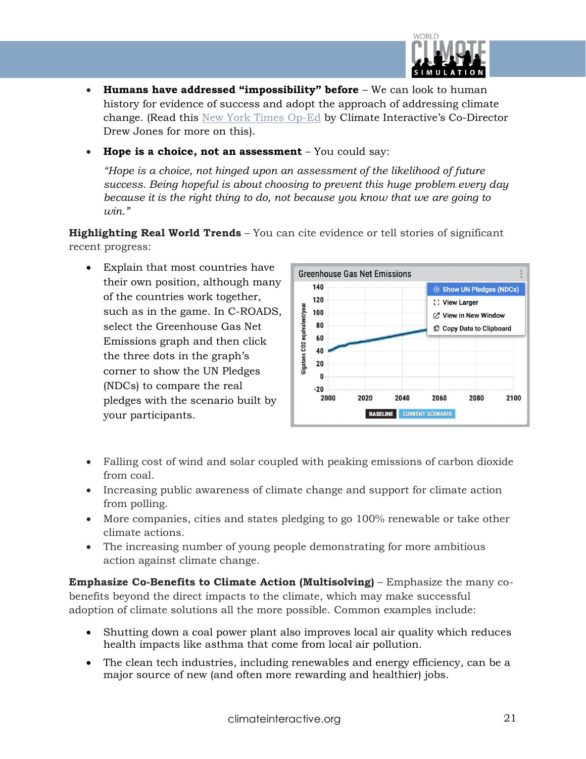- **Humans have addressed "impossibility" before** – We can look to human history for evidence of success and adopt the approach of addressing climate change. (Read this New York Times Op-Ed by Climate Interactive's Co-Director Drew Jones for more on this).

- **Hope is a choice, not an assessment** – You could say:

  *"Hope is a choice, not hinged upon an assessment of the likelihood of future success. Being hopeful is about choosing to prevent this huge problem every day because it is the right thing to do, not because you know that we are going to win."*

**Highlighting Real World Trends** – You can cite evidence or tell stories of significant recent progress:

- Explain that most countries have their own position, although many of the countries work together, such as in the game. In C-ROADS, select the Greenhouse Gas Net Emissions graph and then click the three dots in the graph's corner to show the UN Pledges (NDCs) to compare the real pledges with the scenario built by your participants.

- Falling cost of wind and solar coupled with peaking emissions of carbon dioxide from coal.
- Increasing public awareness of climate change and support for climate action from polling.
- More companies, cities and states pledging to go 100% renewable or take other climate actions.
- The increasing number of young people demonstrating for more ambitious action against climate change.

**Emphasize Co-Benefits to Climate Action (Multisolving)** – Emphasize the many co-benefits beyond the direct impacts to the climate, which may make successful adoption of climate solutions all the more possible. Common examples include:

- Shutting down a coal power plant also improves local air quality which reduces health impacts like asthma that come from local air pollution.
- The clean tech industries, including renewables and energy efficiency, can be a major source of new (and often more rewarding and healthier) jobs.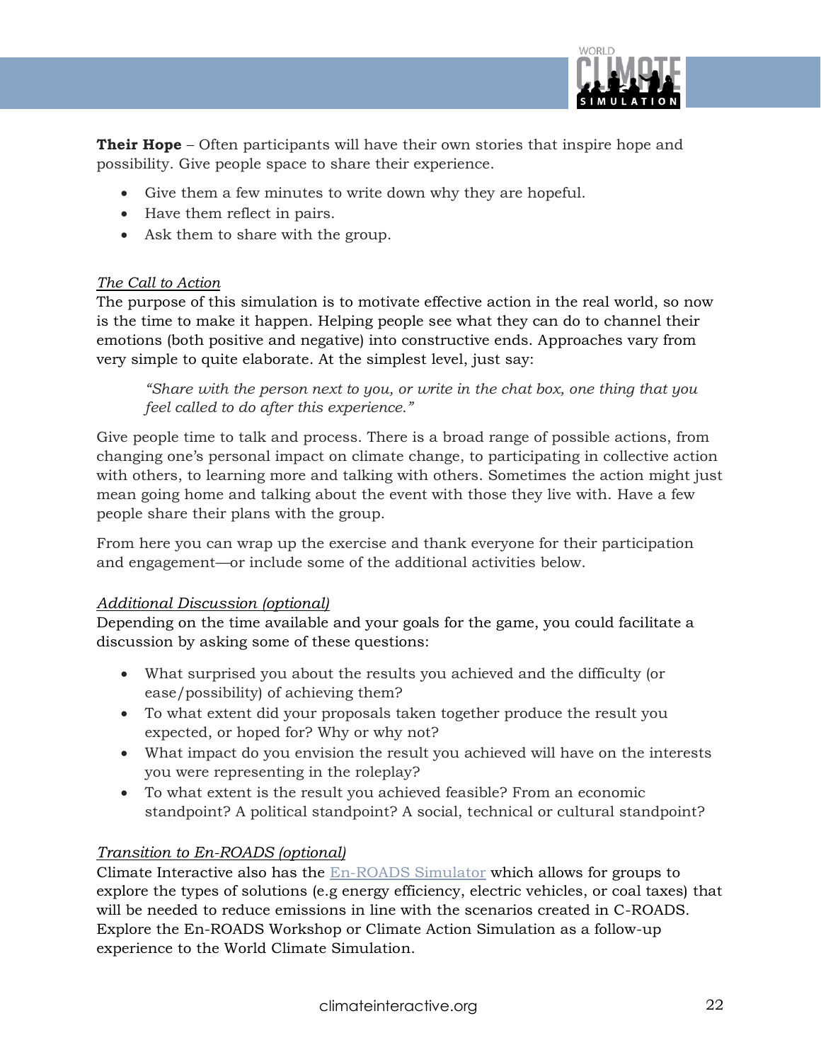**Their Hope** – Often participants will have their own stories that inspire hope and possibility. Give people space to share their experience.

- Give them a few minutes to write down why they are hopeful.
- Have them reflect in pairs.
- Ask them to share with the group.

*The Call to Action*

The purpose of this simulation is to motivate effective action in the real world, so now is the time to make it happen. Helping people see what they can do to channel their emotions (both positive and negative) into constructive ends. Approaches vary from very simple to quite elaborate. At the simplest level, just say:

> *"Share with the person next to you, or write in the chat box, one thing that you feel called to do after this experience."*

Give people time to talk and process. There is a broad range of possible actions, from changing one's personal impact on climate change, to participating in collective action with others, to learning more and talking with others. Sometimes the action might just mean going home and talking about the event with those they live with. Have a few people share their plans with the group.

From here you can wrap up the exercise and thank everyone for their participation and engagement—or include some of the additional activities below.

*Additional Discussion (optional)*

Depending on the time available and your goals for the game, you could facilitate a discussion by asking some of these questions:

- What surprised you about the results you achieved and the difficulty (or ease/possibility) of achieving them?
- To what extent did your proposals taken together produce the result you expected, or hoped for? Why or why not?
- What impact do you envision the result you achieved will have on the interests you were representing in the roleplay?
- To what extent is the result you achieved feasible? From an economic standpoint? A political standpoint? A social, technical or cultural standpoint?

*Transition to En-ROADS (optional)*

Climate Interactive also has the En-ROADS Simulator which allows for groups to explore the types of solutions (e.g energy efficiency, electric vehicles, or coal taxes) that will be needed to reduce emissions in line with the scenarios created in C-ROADS. Explore the En-ROADS Workshop or Climate Action Simulation as a follow-up experience to the World Climate Simulation.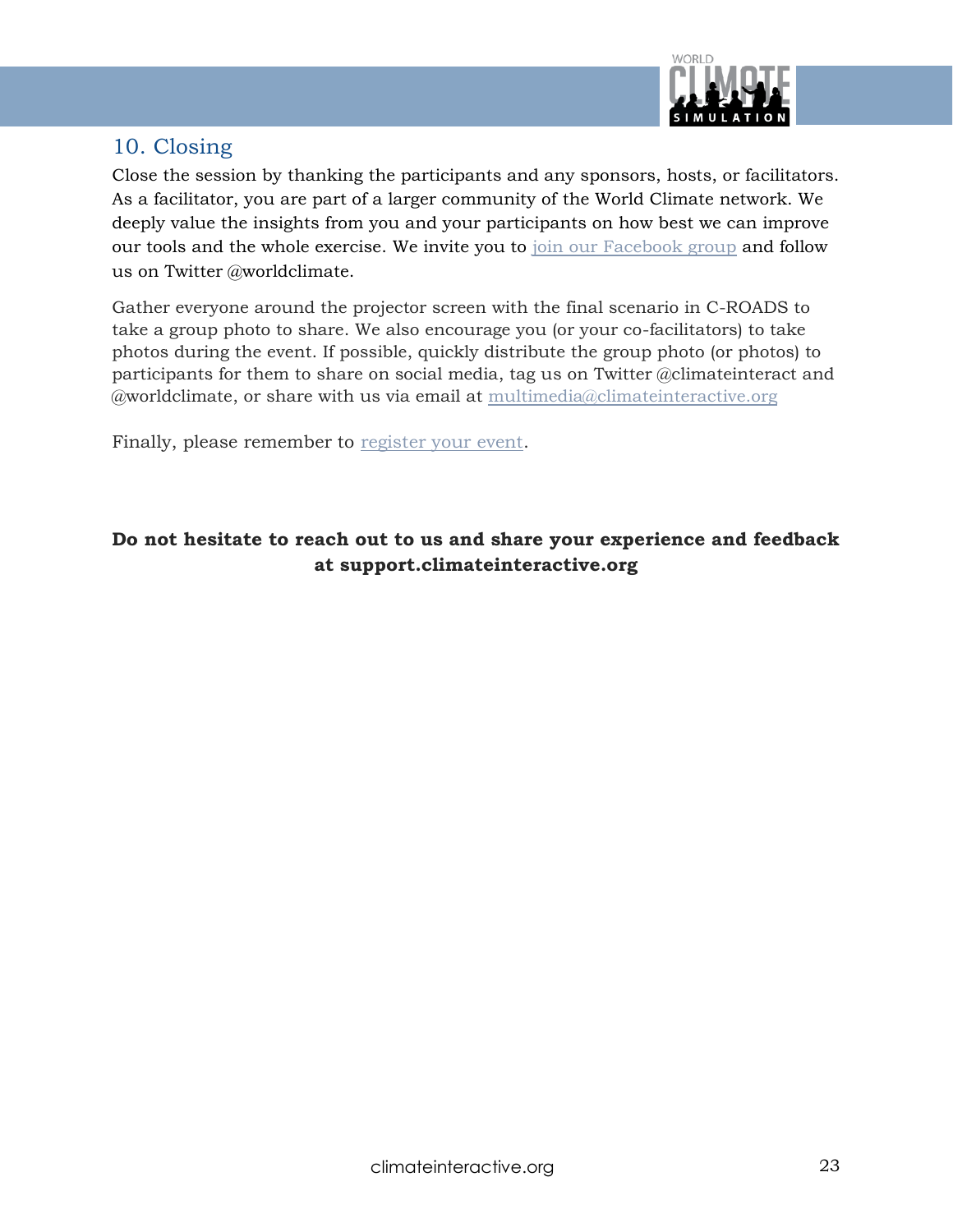## 10. Closing

Close the session by thanking the participants and any sponsors, hosts, or facilitators. As a facilitator, you are part of a larger community of the World Climate network. We deeply value the insights from you and your participants on how best we can improve our tools and the whole exercise. We invite you to join our Facebook group and follow us on Twitter @worldclimate.

Gather everyone around the projector screen with the final scenario in C-ROADS to take a group photo to share. We also encourage you (or your co-facilitators) to take photos during the event. If possible, quickly distribute the group photo (or photos) to participants for them to share on social media, tag us on Twitter @climateinteract and @worldclimate, or share with us via email at multimedia@climateinteractive.org

Finally, please remember to register your event.

**Do not hesitate to reach out to us and share your experience and feedback at support.climateinteractive.org**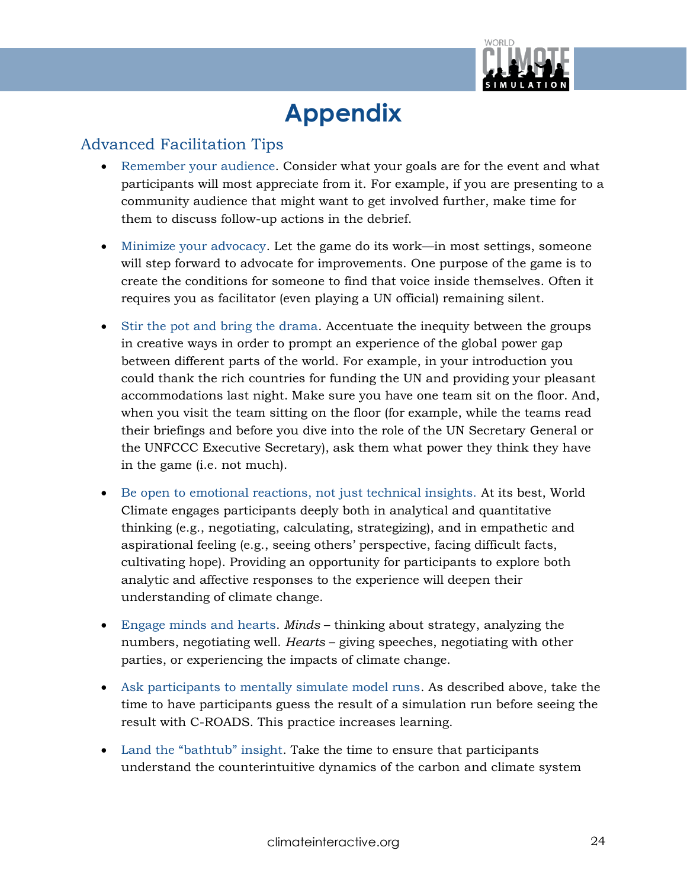# Appendix

## Advanced Facilitation Tips

- Remember your audience. Consider what your goals are for the event and what participants will most appreciate from it. For example, if you are presenting to a community audience that might want to get involved further, make time for them to discuss follow-up actions in the debrief.

- Minimize your advocacy. Let the game do its work—in most settings, someone will step forward to advocate for improvements. One purpose of the game is to create the conditions for someone to find that voice inside themselves. Often it requires you as facilitator (even playing a UN official) remaining silent.

- Stir the pot and bring the drama. Accentuate the inequity between the groups in creative ways in order to prompt an experience of the global power gap between different parts of the world. For example, in your introduction you could thank the rich countries for funding the UN and providing your pleasant accommodations last night. Make sure you have one team sit on the floor. And, when you visit the team sitting on the floor (for example, while the teams read their briefings and before you dive into the role of the UN Secretary General or the UNFCCC Executive Secretary), ask them what power they think they have in the game (i.e. not much).

- Be open to emotional reactions, not just technical insights. At its best, World Climate engages participants deeply both in analytical and quantitative thinking (e.g., negotiating, calculating, strategizing), and in empathetic and aspirational feeling (e.g., seeing others' perspective, facing difficult facts, cultivating hope). Providing an opportunity for participants to explore both analytic and affective responses to the experience will deepen their understanding of climate change.

- Engage minds and hearts. *Minds* – thinking about strategy, analyzing the numbers, negotiating well. *Hearts* – giving speeches, negotiating with other parties, or experiencing the impacts of climate change.

- Ask participants to mentally simulate model runs. As described above, take the time to have participants guess the result of a simulation run before seeing the result with C-ROADS. This practice increases learning.

- Land the "bathtub" insight. Take the time to ensure that participants understand the counterintuitive dynamics of the carbon and climate system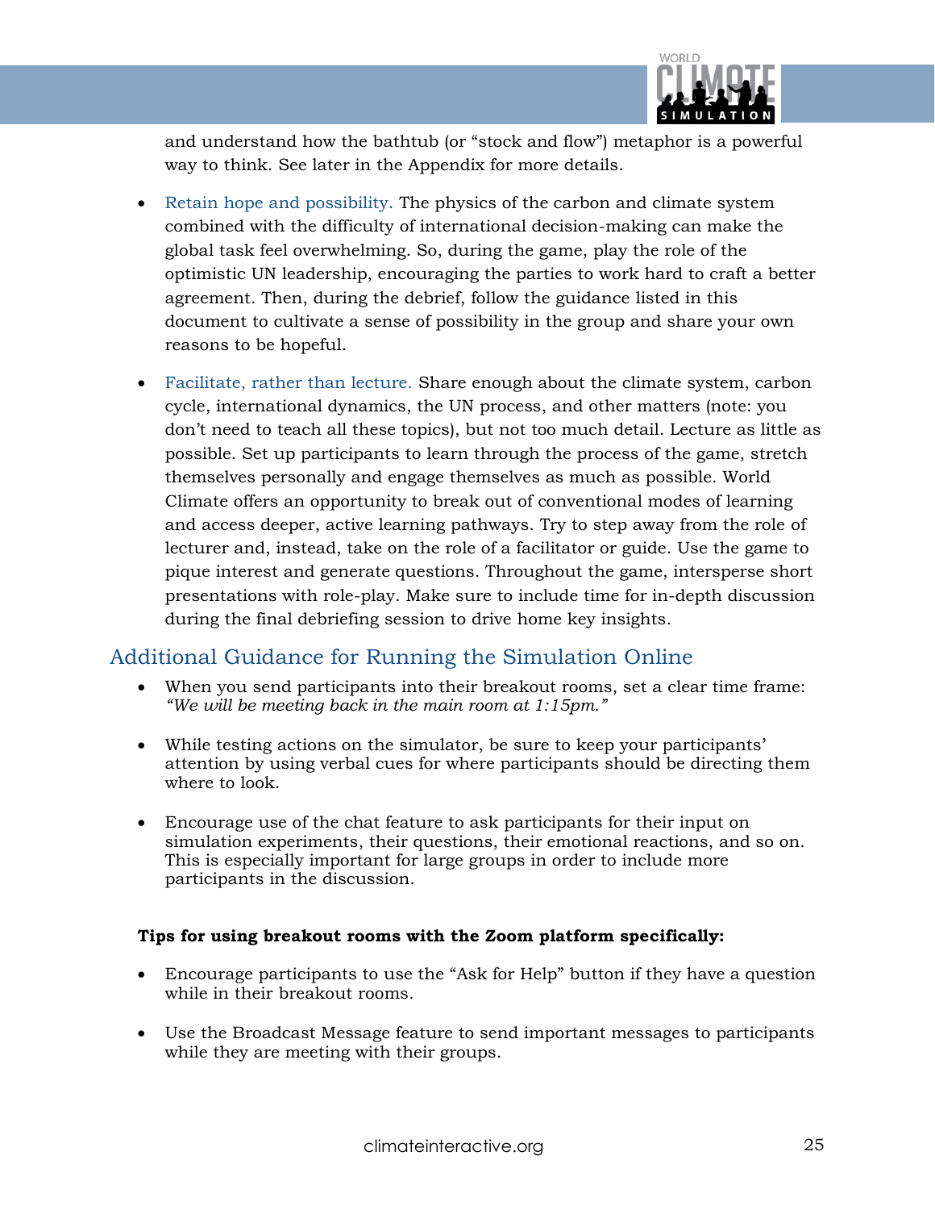and understand how the bathtub (or "stock and flow") metaphor is a powerful way to think. See later in the Appendix for more details.

- Retain hope and possibility. The physics of the carbon and climate system combined with the difficulty of international decision-making can make the global task feel overwhelming. So, during the game, play the role of the optimistic UN leadership, encouraging the parties to work hard to craft a better agreement. Then, during the debrief, follow the guidance listed in this document to cultivate a sense of possibility in the group and share your own reasons to be hopeful.

- Facilitate, rather than lecture. Share enough about the climate system, carbon cycle, international dynamics, the UN process, and other matters (note: you don't need to teach all these topics), but not too much detail. Lecture as little as possible. Set up participants to learn through the process of the game, stretch themselves personally and engage themselves as much as possible. World Climate offers an opportunity to break out of conventional modes of learning and access deeper, active learning pathways. Try to step away from the role of lecturer and, instead, take on the role of a facilitator or guide. Use the game to pique interest and generate questions. Throughout the game, intersperse short presentations with role-play. Make sure to include time for in-depth discussion during the final debriefing session to drive home key insights.

## Additional Guidance for Running the Simulation Online

- When you send participants into their breakout rooms, set a clear time frame: *"We will be meeting back in the main room at 1:15pm."*

- While testing actions on the simulator, be sure to keep your participants' attention by using verbal cues for where participants should be directing them where to look.

- Encourage use of the chat feature to ask participants for their input on simulation experiments, their questions, their emotional reactions, and so on. This is especially important for large groups in order to include more participants in the discussion.

**Tips for using breakout rooms with the Zoom platform specifically:**

- Encourage participants to use the "Ask for Help" button if they have a question while in their breakout rooms.

- Use the Broadcast Message feature to send important messages to participants while they are meeting with their groups.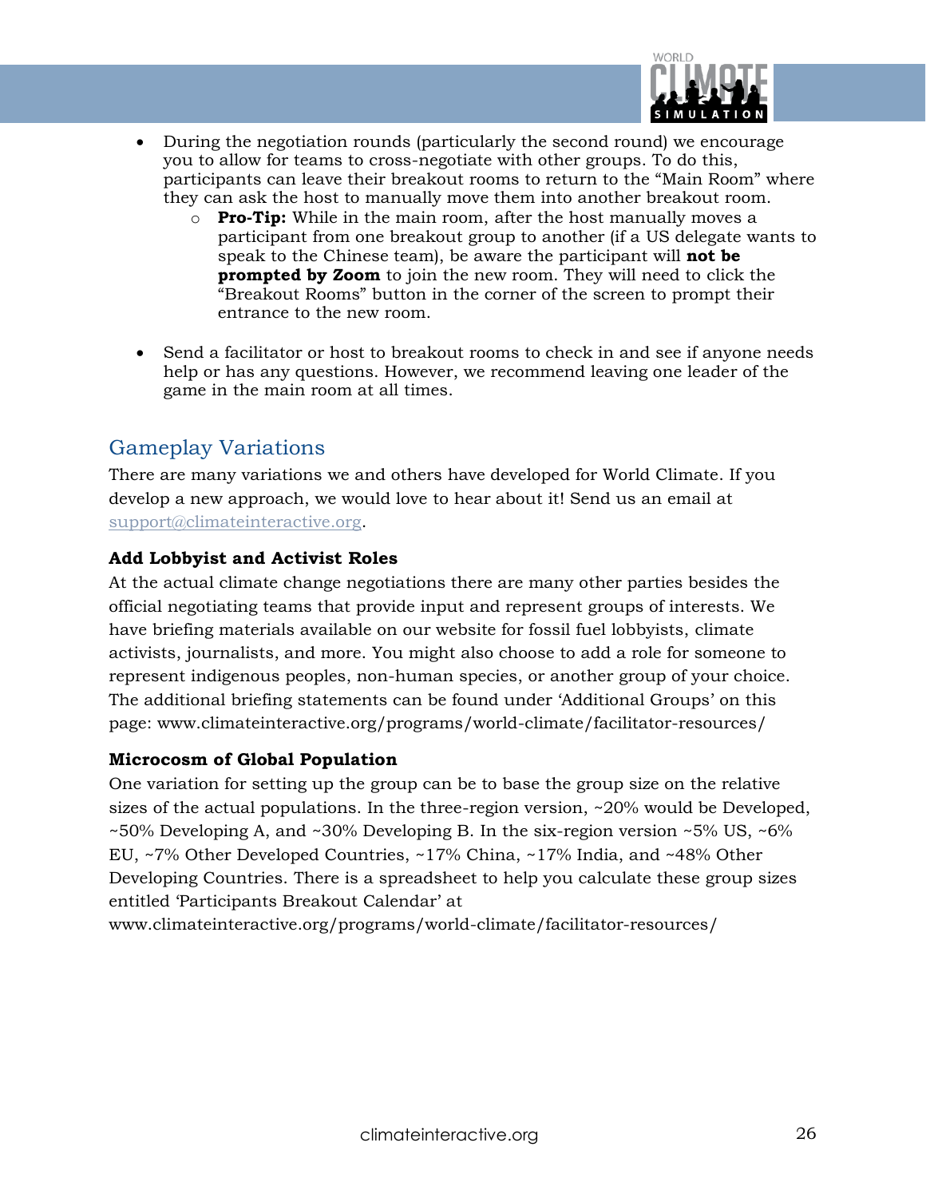- During the negotiation rounds (particularly the second round) we encourage you to allow for teams to cross-negotiate with other groups. To do this, participants can leave their breakout rooms to return to the "Main Room" where they can ask the host to manually move them into another breakout room.
  - **Pro-Tip:** While in the main room, after the host manually moves a participant from one breakout group to another (if a US delegate wants to speak to the Chinese team), be aware the participant will **not be prompted by Zoom** to join the new room. They will need to click the "Breakout Rooms" button in the corner of the screen to prompt their entrance to the new room.

- Send a facilitator or host to breakout rooms to check in and see if anyone needs help or has any questions. However, we recommend leaving one leader of the game in the main room at all times.

## Gameplay Variations

There are many variations we and others have developed for World Climate. If you develop a new approach, we would love to hear about it! Send us an email at support@climateinteractive.org.

**Add Lobbyist and Activist Roles**

At the actual climate change negotiations there are many other parties besides the official negotiating teams that provide input and represent groups of interests. We have briefing materials available on our website for fossil fuel lobbyists, climate activists, journalists, and more. You might also choose to add a role for someone to represent indigenous peoples, non-human species, or another group of your choice. The additional briefing statements can be found under 'Additional Groups' on this page: www.climateinteractive.org/programs/world-climate/facilitator-resources/

**Microcosm of Global Population**

One variation for setting up the group can be to base the group size on the relative sizes of the actual populations. In the three-region version, ~20% would be Developed, ~50% Developing A, and ~30% Developing B. In the six-region version ~5% US, ~6% EU, ~7% Other Developed Countries, ~17% China, ~17% India, and ~48% Other Developing Countries. There is a spreadsheet to help you calculate these group sizes entitled 'Participants Breakout Calendar' at www.climateinteractive.org/programs/world-climate/facilitator-resources/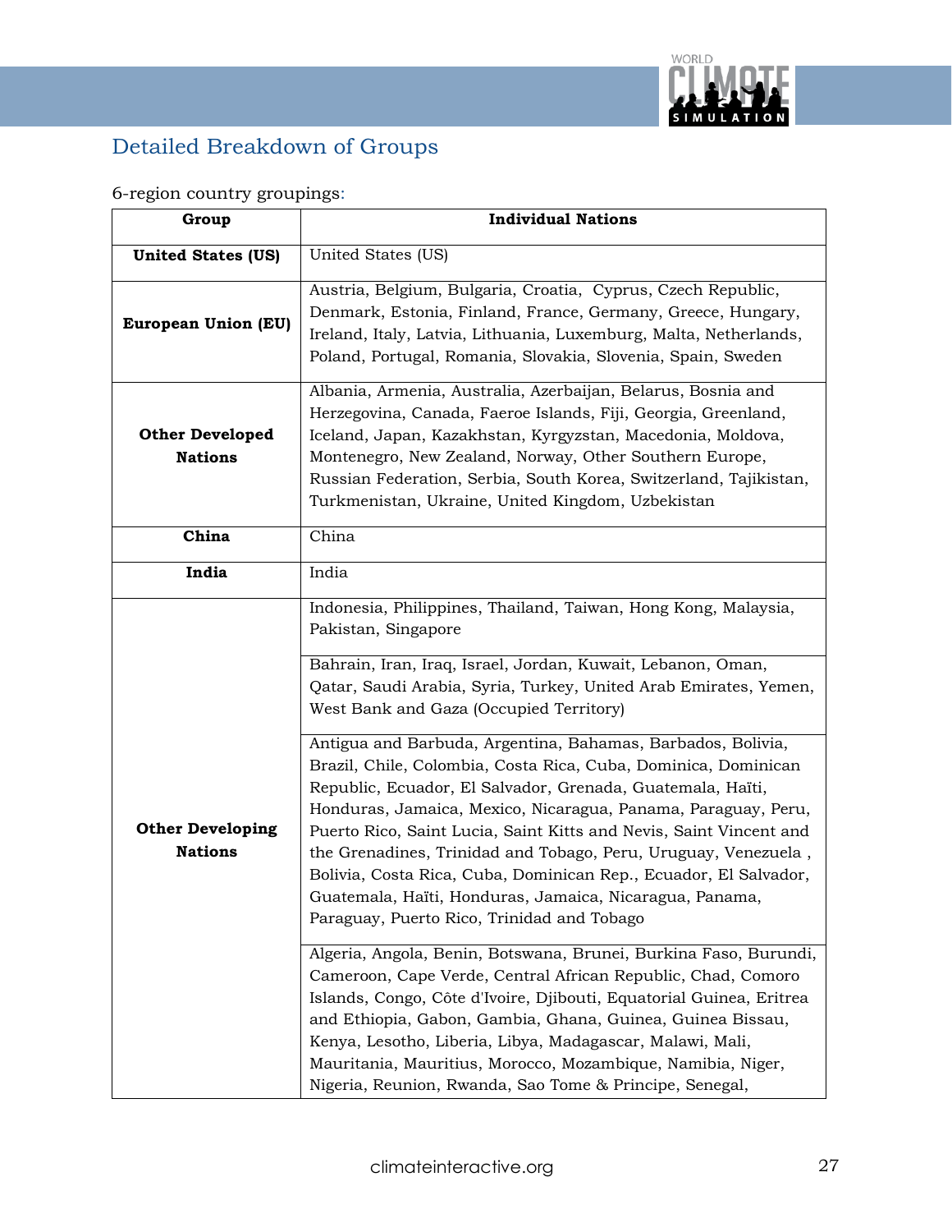## Detailed Breakdown of Groups

6-region country groupings:

| Group | Individual Nations |
|---|---|
| **United States (US)** | United States (US) |
| **European Union (EU)** | Austria, Belgium, Bulgaria, Croatia, Cyprus, Czech Republic, Denmark, Estonia, Finland, France, Germany, Greece, Hungary, Ireland, Italy, Latvia, Lithuania, Luxemburg, Malta, Netherlands, Poland, Portugal, Romania, Slovakia, Slovenia, Spain, Sweden |
| **Other Developed Nations** | Albania, Armenia, Australia, Azerbaijan, Belarus, Bosnia and Herzegovina, Canada, Faeroe Islands, Fiji, Georgia, Greenland, Iceland, Japan, Kazakhstan, Kyrgyzstan, Macedonia, Moldova, Montenegro, New Zealand, Norway, Other Southern Europe, Russian Federation, Serbia, South Korea, Switzerland, Tajikistan, Turkmenistan, Ukraine, United Kingdom, Uzbekistan |
| **China** | China |
| **India** | India |
| **Other Developing Nations** | Indonesia, Philippines, Thailand, Taiwan, Hong Kong, Malaysia, Pakistan, Singapore |
| | Bahrain, Iran, Iraq, Israel, Jordan, Kuwait, Lebanon, Oman, Qatar, Saudi Arabia, Syria, Turkey, United Arab Emirates, Yemen, West Bank and Gaza (Occupied Territory) |
| | Antigua and Barbuda, Argentina, Bahamas, Barbados, Bolivia, Brazil, Chile, Colombia, Costa Rica, Cuba, Dominica, Dominican Republic, Ecuador, El Salvador, Grenada, Guatemala, Haïti, Honduras, Jamaica, Mexico, Nicaragua, Panama, Paraguay, Peru, Puerto Rico, Saint Lucia, Saint Kitts and Nevis, Saint Vincent and the Grenadines, Trinidad and Tobago, Peru, Uruguay, Venezuela , Bolivia, Costa Rica, Cuba, Dominican Rep., Ecuador, El Salvador, Guatemala, Haïti, Honduras, Jamaica, Nicaragua, Panama, Paraguay, Puerto Rico, Trinidad and Tobago |
| | Algeria, Angola, Benin, Botswana, Brunei, Burkina Faso, Burundi, Cameroon, Cape Verde, Central African Republic, Chad, Comoro Islands, Congo, Côte d'Ivoire, Djibouti, Equatorial Guinea, Eritrea and Ethiopia, Gabon, Gambia, Ghana, Guinea, Guinea Bissau, Kenya, Lesotho, Liberia, Libya, Madagascar, Malawi, Mali, Mauritania, Mauritius, Morocco, Mozambique, Namibia, Niger, Nigeria, Reunion, Rwanda, Sao Tome & Principe, Senegal, |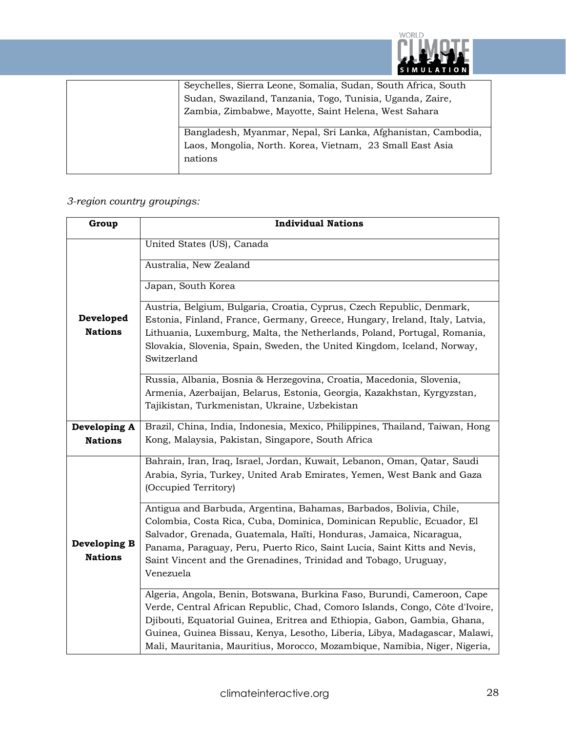| | |
|---|---|
| | Seychelles, Sierra Leone, Somalia, Sudan, South Africa, South Sudan, Swaziland, Tanzania, Togo, Tunisia, Uganda, Zaire, Zambia, Zimbabwe, Mayotte, Saint Helena, West Sahara |
| | Bangladesh, Myanmar, Nepal, Sri Lanka, Afghanistan, Cambodia, Laos, Mongolia, North. Korea, Vietnam, 23 Small East Asia nations |

*3-region country groupings:*

| Group | Individual Nations |
|---|---|
| **Developed Nations** | United States (US), Canada |
| | Australia, New Zealand |
| | Japan, South Korea |
| | Austria, Belgium, Bulgaria, Croatia, Cyprus, Czech Republic, Denmark, Estonia, Finland, France, Germany, Greece, Hungary, Ireland, Italy, Latvia, Lithuania, Luxemburg, Malta, the Netherlands, Poland, Portugal, Romania, Slovakia, Slovenia, Spain, Sweden, the United Kingdom, Iceland, Norway, Switzerland |
| | Russia, Albania, Bosnia & Herzegovina, Croatia, Macedonia, Slovenia, Armenia, Azerbaijan, Belarus, Estonia, Georgia, Kazakhstan, Kyrgyzstan, Tajikistan, Turkmenistan, Ukraine, Uzbekistan |
| **Developing A Nations** | Brazil, China, India, Indonesia, Mexico, Philippines, Thailand, Taiwan, Hong Kong, Malaysia, Pakistan, Singapore, South Africa |
| **Developing B Nations** | Bahrain, Iran, Iraq, Israel, Jordan, Kuwait, Lebanon, Oman, Qatar, Saudi Arabia, Syria, Turkey, United Arab Emirates, Yemen, West Bank and Gaza (Occupied Territory) |
| | Antigua and Barbuda, Argentina, Bahamas, Barbados, Bolivia, Chile, Colombia, Costa Rica, Cuba, Dominica, Dominican Republic, Ecuador, El Salvador, Grenada, Guatemala, Haïti, Honduras, Jamaica, Nicaragua, Panama, Paraguay, Peru, Puerto Rico, Saint Lucia, Saint Kitts and Nevis, Saint Vincent and the Grenadines, Trinidad and Tobago, Uruguay, Venezuela |
| | Algeria, Angola, Benin, Botswana, Burkina Faso, Burundi, Cameroon, Cape Verde, Central African Republic, Chad, Comoro Islands, Congo, Côte d'Ivoire, Djibouti, Equatorial Guinea, Eritrea and Ethiopia, Gabon, Gambia, Ghana, Guinea, Guinea Bissau, Kenya, Lesotho, Liberia, Libya, Madagascar, Malawi, Mali, Mauritania, Mauritius, Morocco, Mozambique, Namibia, Niger, Nigeria, |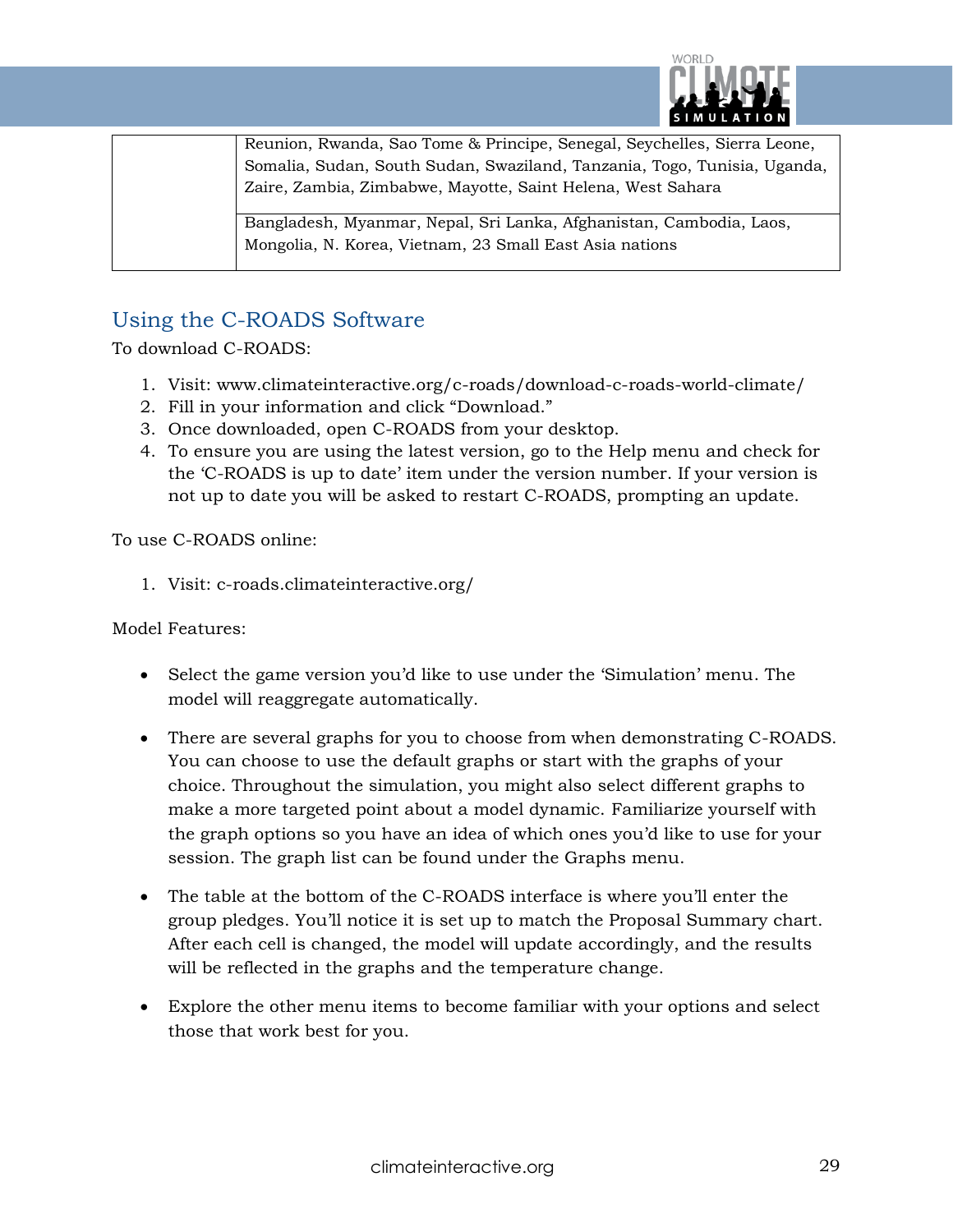| | |
|---|---|
| | Reunion, Rwanda, Sao Tome & Principe, Senegal, Seychelles, Sierra Leone, Somalia, Sudan, South Sudan, Swaziland, Tanzania, Togo, Tunisia, Uganda, Zaire, Zambia, Zimbabwe, Mayotte, Saint Helena, West Sahara |
| | Bangladesh, Myanmar, Nepal, Sri Lanka, Afghanistan, Cambodia, Laos, Mongolia, N. Korea, Vietnam, 23 Small East Asia nations |

## Using the C-ROADS Software

To download C-ROADS:

1. Visit: www.climateinteractive.org/c-roads/download-c-roads-world-climate/
2. Fill in your information and click "Download."
3. Once downloaded, open C-ROADS from your desktop.
4. To ensure you are using the latest version, go to the Help menu and check for the 'C-ROADS is up to date' item under the version number. If your version is not up to date you will be asked to restart C-ROADS, prompting an update.

To use C-ROADS online:

1. Visit: c-roads.climateinteractive.org/

Model Features:

- Select the game version you'd like to use under the 'Simulation' menu. The model will reaggregate automatically.
- There are several graphs for you to choose from when demonstrating C-ROADS. You can choose to use the default graphs or start with the graphs of your choice. Throughout the simulation, you might also select different graphs to make a more targeted point about a model dynamic. Familiarize yourself with the graph options so you have an idea of which ones you'd like to use for your session. The graph list can be found under the Graphs menu.
- The table at the bottom of the C-ROADS interface is where you'll enter the group pledges. You'll notice it is set up to match the Proposal Summary chart. After each cell is changed, the model will update accordingly, and the results will be reflected in the graphs and the temperature change.
- Explore the other menu items to become familiar with your options and select those that work best for you.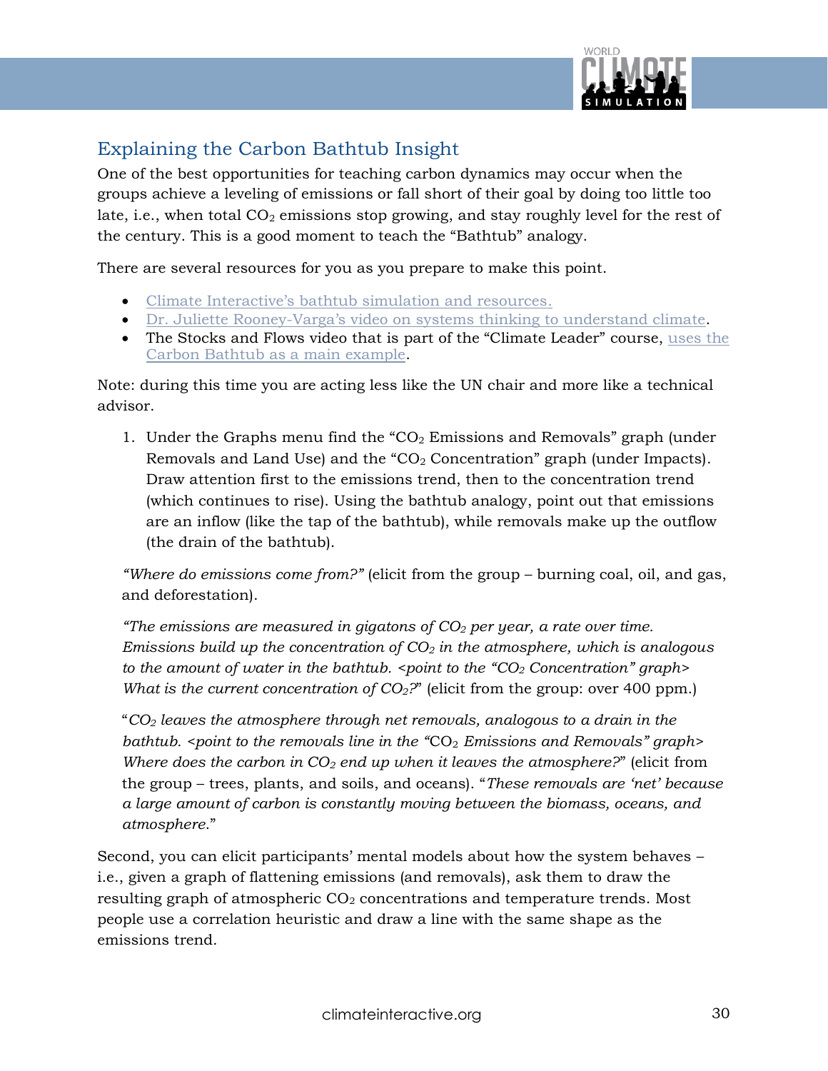## Explaining the Carbon Bathtub Insight

One of the best opportunities for teaching carbon dynamics may occur when the groups achieve a leveling of emissions or fall short of their goal by doing too little too late, i.e., when total $CO_2$ emissions stop growing, and stay roughly level for the rest of the century. This is a good moment to teach the "Bathtub" analogy.

There are several resources for you as you prepare to make this point.

- Climate Interactive's bathtub simulation and resources.
- Dr. Juliette Rooney-Varga's video on systems thinking to understand climate.
- The Stocks and Flows video that is part of the "Climate Leader" course, uses the Carbon Bathtub as a main example.

Note: during this time you are acting less like the UN chair and more like a technical advisor.

1. Under the Graphs menu find the "$CO_2$ Emissions and Removals" graph (under Removals and Land Use) and the "$CO_2$ Concentration" graph (under Impacts). Draw attention first to the emissions trend, then to the concentration trend (which continues to rise). Using the bathtub analogy, point out that emissions are an inflow (like the tap of the bathtub), while removals make up the outflow (the drain of the bathtub).

*"Where do emissions come from?"* (elicit from the group – burning coal, oil, and gas, and deforestation).

*"The emissions are measured in gigatons of $CO_2$ per year, a rate over time. Emissions build up the concentration of $CO_2$ in the atmosphere, which is analogous to the amount of water in the bathtub. <point to the "$CO_2$ Concentration" graph> What is the current concentration of $CO_2$?"* (elicit from the group: over 400 ppm.)

"*$CO_2$ leaves the atmosphere through net removals, analogous to a drain in the bathtub. <point to the removals line in the "$CO_2$ Emissions and Removals" graph> Where does the carbon in $CO_2$ end up when it leaves the atmosphere?*" (elicit from the group – trees, plants, and soils, and oceans). "*These removals are 'net' because a large amount of carbon is constantly moving between the biomass, oceans, and atmosphere.*"

Second, you can elicit participants' mental models about how the system behaves – i.e., given a graph of flattening emissions (and removals), ask them to draw the resulting graph of atmospheric $CO_2$ concentrations and temperature trends. Most people use a correlation heuristic and draw a line with the same shape as the emissions trend.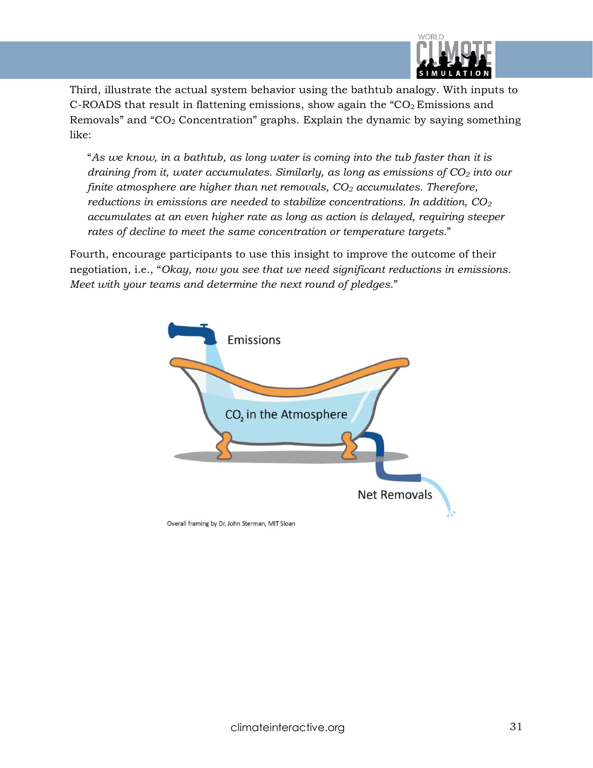Third, illustrate the actual system behavior using the bathtub analogy. With inputs to C-ROADS that result in flattening emissions, show again the "$CO_2$ Emissions and Removals" and "$CO_2$ Concentration" graphs. Explain the dynamic by saying something like:

> "*As we know, in a bathtub, as long water is coming into the tub faster than it is draining from it, water accumulates. Similarly, as long as emissions of $CO_2$ into our finite atmosphere are higher than net removals, $CO_2$ accumulates. Therefore, reductions in emissions are needed to stabilize concentrations. In addition, $CO_2$ accumulates at an even higher rate as long as action is delayed, requiring steeper rates of decline to meet the same concentration or temperature targets.*"

Fourth, encourage participants to use this insight to improve the outcome of their negotiation, i.e., "*Okay, now you see that we need significant reductions in emissions. Meet with your teams and determine the next round of pledges.*"

Emissions

$CO_2$ in the Atmosphere

Net Removals

Overall framing by Dr. John Sterman, MIT Sloan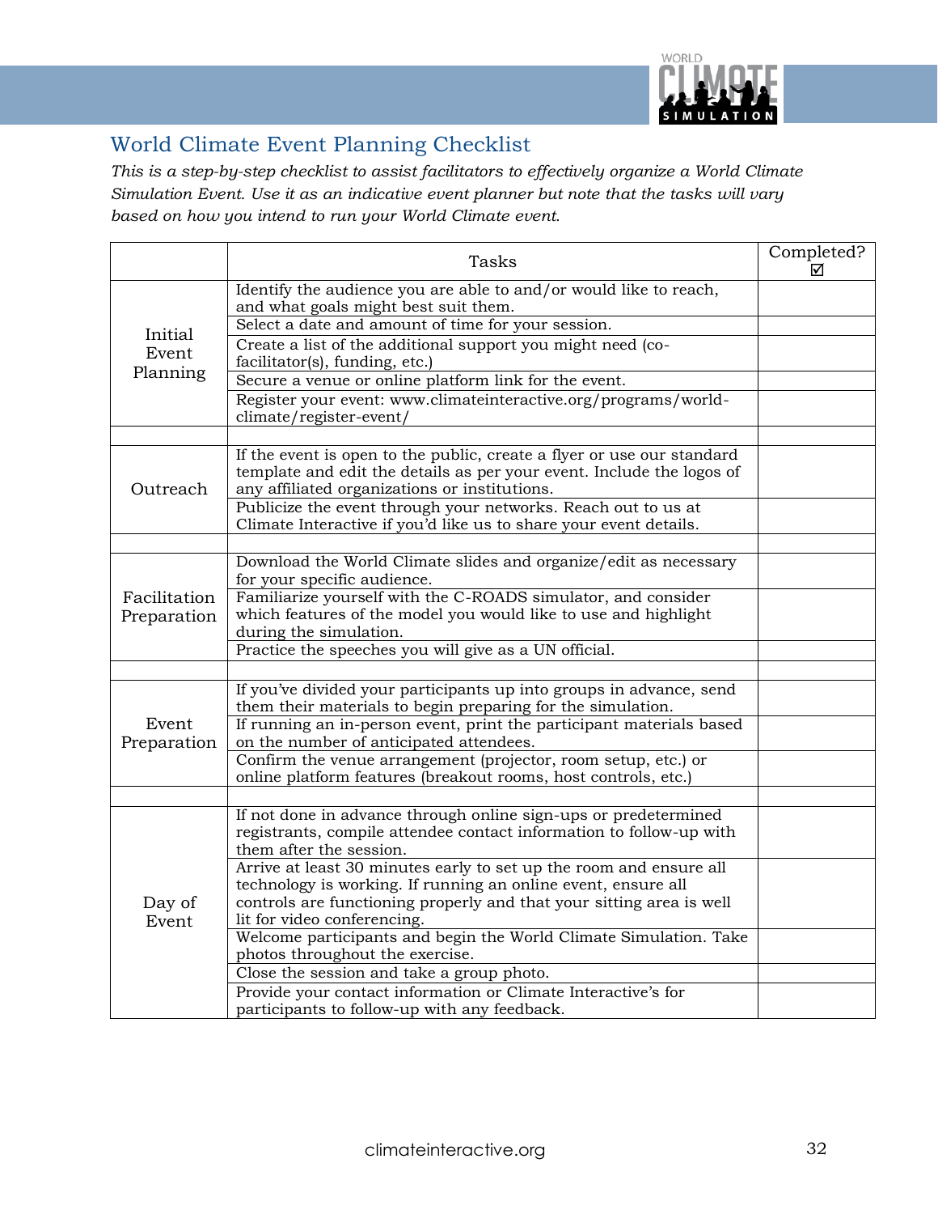## World Climate Event Planning Checklist

*This is a step-by-step checklist to assist facilitators to effectively organize a World Climate Simulation Event. Use it as an indicative event planner but note that the tasks will vary based on how you intend to run your World Climate event.*

| | Tasks | Completed? ☑ |
|---|---|---|
| Initial Event Planning | Identify the audience you are able to and/or would like to reach, and what goals might best suit them. | |
| | Select a date and amount of time for your session. | |
| | Create a list of the additional support you might need (co-facilitator(s), funding, etc.) | |
| | Secure a venue or online platform link for the event. | |
| | Register your event: www.climateinteractive.org/programs/world-climate/register-event/ | |
| | | |
| Outreach | If the event is open to the public, create a flyer or use our standard template and edit the details as per your event. Include the logos of any affiliated organizations or institutions. | |
| | Publicize the event through your networks. Reach out to us at Climate Interactive if you'd like us to share your event details. | |
| | | |
| Facilitation Preparation | Download the World Climate slides and organize/edit as necessary for your specific audience. | |
| | Familiarize yourself with the C-ROADS simulator, and consider which features of the model you would like to use and highlight during the simulation. | |
| | Practice the speeches you will give as a UN official. | |
| | | |
| Event Preparation | If you've divided your participants up into groups in advance, send them their materials to begin preparing for the simulation. | |
| | If running an in-person event, print the participant materials based on the number of anticipated attendees. | |
| | Confirm the venue arrangement (projector, room setup, etc.) or online platform features (breakout rooms, host controls, etc.) | |
| | | |
| Day of Event | If not done in advance through online sign-ups or predetermined registrants, compile attendee contact information to follow-up with them after the session. | |
| | Arrive at least 30 minutes early to set up the room and ensure all technology is working. If running an online event, ensure all controls are functioning properly and that your sitting area is well lit for video conferencing. | |
| | Welcome participants and begin the World Climate Simulation. Take photos throughout the exercise. | |
| | Close the session and take a group photo. | |
| | Provide your contact information or Climate Interactive's for participants to follow-up with any feedback. | |